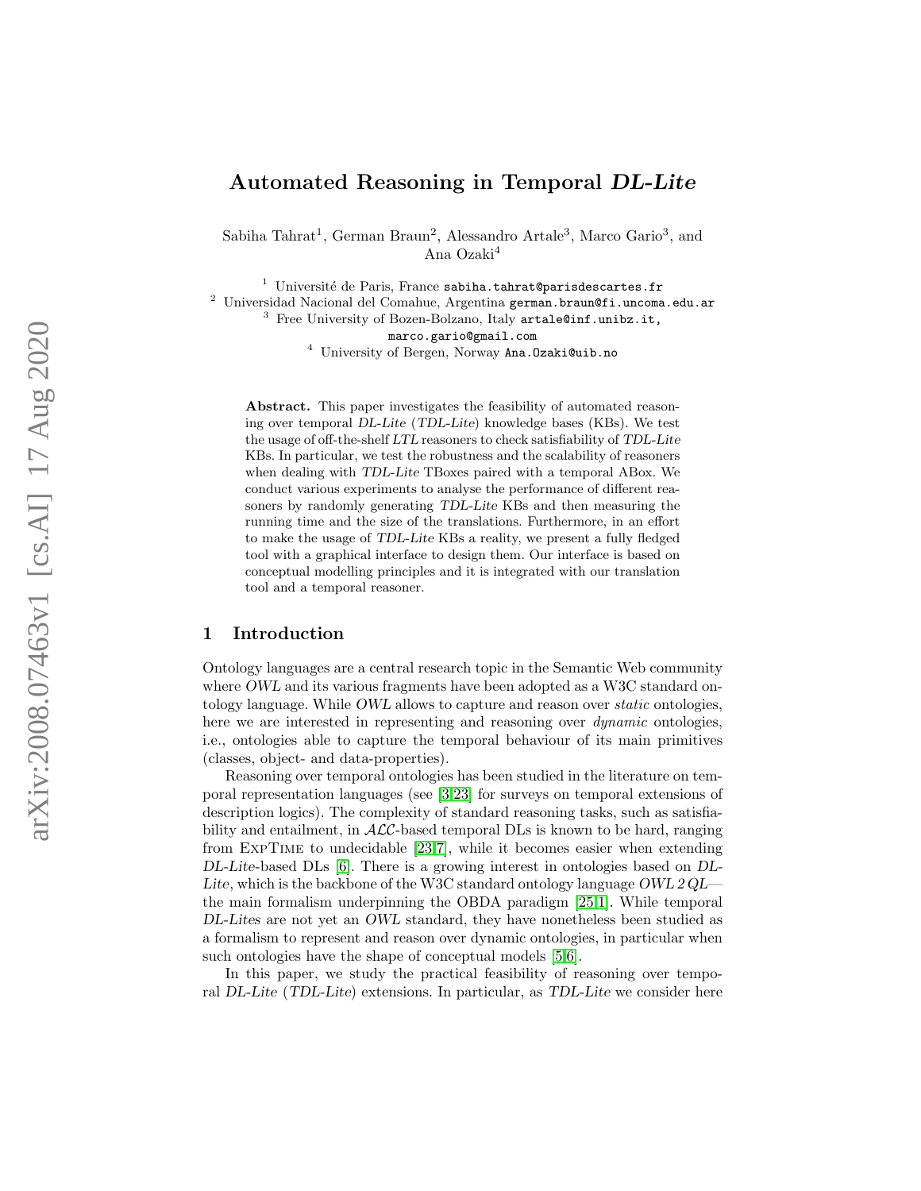# Automated Reasoning in Temporal *DL-Lite*

Sabiha Tahrat[1], German Braun[2], Alessandro Artale[3], Marco Gario[3], and Ana Ozaki[4]

[1] Université de Paris, France sabiha.tahrat@parisdescartes.fr
[2] Universidad Nacional del Comahue, Argentina german.braun@fi.uncoma.edu.ar
[3] Free University of Bozen-Bolzano, Italy artale@inf.unibz.it, marco.gario@gmail.com
[4] University of Bergen, Norway Ana.Ozaki@uib.no

**Abstract.** This paper investigates the feasibility of automated reasoning over temporal *DL-Lite* (*TDL-Lite*) knowledge bases (KBs). We test the usage of off-the-shelf *LTL* reasoners to check satisfiability of *TDL-Lite* KBs. In particular, we test the robustness and the scalability of reasoners when dealing with *TDL-Lite* TBoxes paired with a temporal ABox. We conduct various experiments to analyse the performance of different reasoners by randomly generating *TDL-Lite* KBs and then measuring the running time and the size of the translations. Furthermore, in an effort to make the usage of *TDL-Lite* KBs a reality, we present a fully fledged tool with a graphical interface to design them. Our interface is based on conceptual modelling principles and it is integrated with our translation tool and a temporal reasoner.

## 1 Introduction

Ontology languages are a central research topic in the Semantic Web community where *OWL* and its various fragments have been adopted as a W3C standard ontology language. While *OWL* allows to capture and reason over *static* ontologies, here we are interested in representing and reasoning over *dynamic* ontologies, i.e., ontologies able to capture the temporal behaviour of its main primitives (classes, object- and data-properties).

Reasoning over temporal ontologies has been studied in the literature on temporal representation languages (see [3,23] for surveys on temporal extensions of description logics). The complexity of standard reasoning tasks, such as satisfiability and entailment, in $\mathcal{ALC}$-based temporal DLs is known to be hard, ranging from ExpTime to undecidable [23,7], while it becomes easier when extending *DL-Lite*-based DLs [6]. There is a growing interest in ontologies based on *DL-Lite*, which is the backbone of the W3C standard ontology language *OWL 2 QL*—the main formalism underpinning the OBDA paradigm [25,1]. While temporal *DL-Lites* are not yet an *OWL* standard, they have nonetheless been studied as a formalism to represent and reason over dynamic ontologies, in particular when such ontologies have the shape of conceptual models [5,6].

In this paper, we study the practical feasibility of reasoning over temporal *DL-Lite* (*TDL-Lite*) extensions. In particular, as *TDL-Lite* we consider here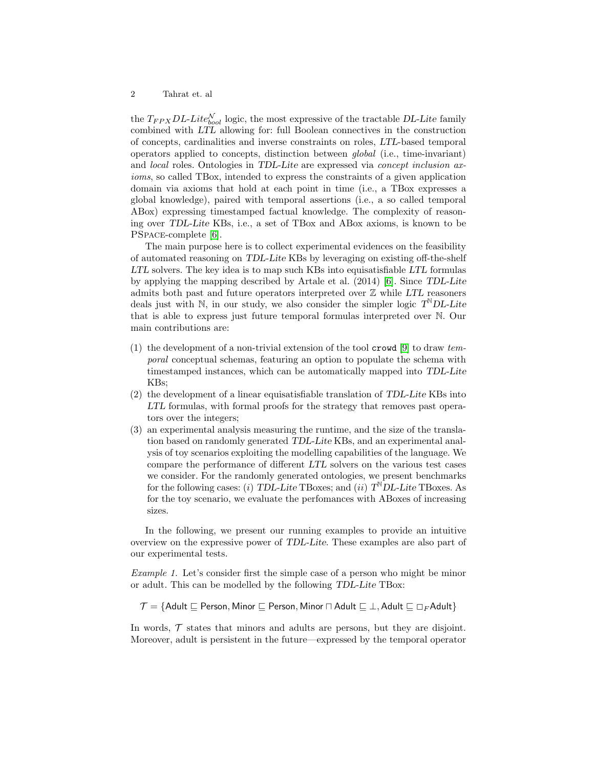the $T_{FPX}DL\text{-}Lite^{\mathcal{N}}_{bool}$ logic, the most expressive of the tractable *DL-Lite* family combined with *LTL* allowing for: full Boolean connectives in the construction of concepts, cardinalities and inverse constraints on roles, *LTL*-based temporal operators applied to concepts, distinction between *global* (i.e., time-invariant) and *local* roles. Ontologies in *TDL-Lite* are expressed via *concept inclusion axioms*, so called TBox, intended to express the constraints of a given application domain via axioms that hold at each point in time (i.e., a TBox expresses a global knowledge), paired with temporal assertions (i.e., a so called temporal ABox) expressing timestamped factual knowledge. The complexity of reasoning over *TDL-Lite* KBs, i.e., a set of TBox and ABox axioms, is known to be PSPACE-complete [6].

The main purpose here is to collect experimental evidences on the feasibility of automated reasoning on *TDL-Lite* KBs by leveraging on existing off-the-shelf *LTL* solvers. The key idea is to map such KBs into equisatisfiable *LTL* formulas by applying the mapping described by Artale et al. (2014) [6]. Since *TDL-Lite* admits both past and future operators interpreted over $\mathbb{Z}$ while *LTL* reasoners deals just with $\mathbb{N}$, in our study, we also consider the simpler logic $T^{\mathbb{N}}DL\text{-}Lite$ that is able to express just future temporal formulas interpreted over $\mathbb{N}$. Our main contributions are:

(1) the development of a non-trivial extension of the tool `crowd` [9] to draw *temporal* conceptual schemas, featuring an option to populate the schema with timestamped instances, which can be automatically mapped into *TDL-Lite* KBs;
(2) the development of a linear equisatisfiable translation of *TDL-Lite* KBs into *LTL* formulas, with formal proofs for the strategy that removes past operators over the integers;
(3) an experimental analysis measuring the runtime, and the size of the translation based on randomly generated *TDL-Lite* KBs, and an experimental analysis of toy scenarios exploiting the modelling capabilities of the language. We compare the performance of different *LTL* solvers on the various test cases we consider. For the randomly generated ontologies, we present benchmarks for the following cases: (*i*) *TDL-Lite* TBoxes; and (*ii*) $T^{\mathbb{N}}DL\text{-}Lite$ TBoxes. As for the toy scenario, we evaluate the perfomances with ABoxes of increasing sizes.

In the following, we present our running examples to provide an intuitive overview on the expressive power of *TDL-Lite*. These examples are also part of our experimental tests.

*Example 1.* Let's consider first the simple case of a person who might be minor or adult. This can be modelled by the following *TDL-Lite* TBox:

$$\mathcal{T} = \{\mathsf{Adult} \sqsubseteq \mathsf{Person}, \mathsf{Minor} \sqsubseteq \mathsf{Person}, \mathsf{Minor} \sqcap \mathsf{Adult} \sqsubseteq \bot, \mathsf{Adult} \sqsubseteq \Box_F \mathsf{Adult}\}$$

In words, $\mathcal{T}$ states that minors and adults are persons, but they are disjoint. Moreover, adult is persistent in the future—expressed by the temporal operator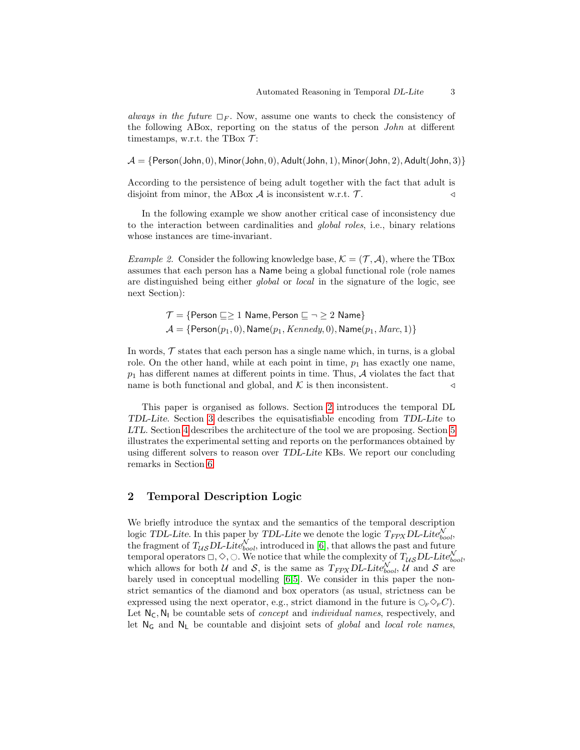*always in the future* $\Box_F$. Now, assume one wants to check the consistency of the following ABox, reporting on the status of the person *John* at different timestamps, w.r.t. the TBox $\mathcal{T}$:

$$\mathcal{A} = \{\mathsf{Person}(\mathsf{John}, 0), \mathsf{Minor}(\mathsf{John}, 0), \mathsf{Adult}(\mathsf{John}, 1), \mathsf{Minor}(\mathsf{John}, 2), \mathsf{Adult}(\mathsf{John}, 3)\}$$

According to the persistence of being adult together with the fact that adult is disjoint from minor, the ABox $\mathcal{A}$ is inconsistent w.r.t. $\mathcal{T}$. $\triangleleft$

In the following example we show another critical case of inconsistency due to the interaction between cardinalities and *global roles*, i.e., binary relations whose instances are time-invariant.

*Example 2.* Consider the following knowledge base, $\mathcal{K} = (\mathcal{T}, \mathcal{A})$, where the TBox assumes that each person has a $\mathsf{Name}$ being a global functional role (role names are distinguished being either *global* or *local* in the signature of the logic, see next Section):

$$\mathcal{T} = \{\mathsf{Person} \sqsubseteq \geq 1 \ \mathsf{Name}, \mathsf{Person} \sqsubseteq \neg \geq 2 \ \mathsf{Name}\}$$
$$\mathcal{A} = \{\mathsf{Person}(p_1, 0), \mathsf{Name}(p_1, \mathit{Kennedy}, 0), \mathsf{Name}(p_1, \mathit{Marc}, 1)\}$$

In words, $\mathcal{T}$ states that each person has a single name which, in turns, is a global role. On the other hand, while at each point in time, $p_1$ has exactly one name, $p_1$ has different names at different points in time. Thus, $\mathcal{A}$ violates the fact that name is both functional and global, and $\mathcal{K}$ is then inconsistent. $\triangleleft$

This paper is organised as follows. Section 2 introduces the temporal DL *TDL-Lite*. Section 3 describes the equisatisfiable encoding from *TDL-Lite* to *LTL*. Section 4 describes the architecture of the tool we are proposing. Section 5 illustrates the experimental setting and reports on the performances obtained by using different solvers to reason over *TDL-Lite* KBs. We report our concluding remarks in Section 6.

## 2 Temporal Description Logic

We briefly introduce the syntax and the semantics of the temporal description logic *TDL-Lite*. In this paper by *TDL-Lite* we denote the logic $T_{FPX}\mathit{DL\text{-}Lite}^{\mathcal{N}}_{bool}$, the fragment of $T_{\mathcal{US}}\mathit{DL\text{-}Lite}^{\mathcal{N}}_{bool}$, introduced in [6], that allows the past and future temporal operators $\Box, \Diamond, \bigcirc$. We notice that while the complexity of $T_{\mathcal{US}}\mathit{DL\text{-}Lite}^{\mathcal{N}}_{bool}$, which allows for both $\mathcal{U}$ and $\mathcal{S}$, is the same as $T_{FPX}\mathit{DL\text{-}Lite}^{\mathcal{N}}_{bool}$, $\mathcal{U}$ and $\mathcal{S}$ are barely used in conceptual modelling [6,5]. We consider in this paper the non-strict semantics of the diamond and box operators (as usual, strictness can be expressed using the next operator, e.g., strict diamond in the future is $\bigcirc_F \Diamond_F C$). Let $\mathsf{N_C}, \mathsf{N_I}$ be countable sets of *concept* and *individual names*, respectively, and let $\mathsf{N_G}$ and $\mathsf{N_L}$ be countable and disjoint sets of *global* and *local role names*,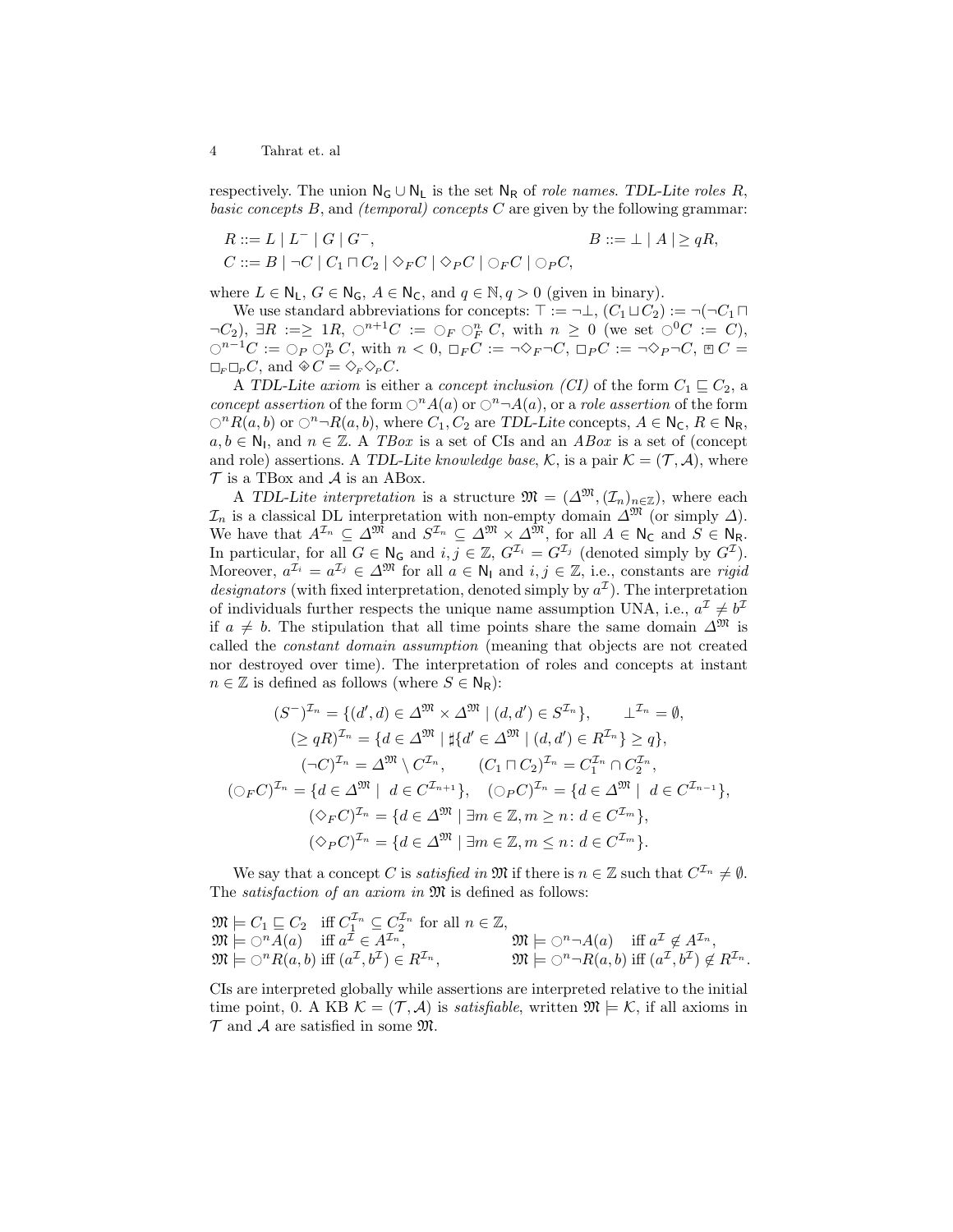respectively. The union $\mathsf{N_G} \cup \mathsf{N_L}$ is the set $\mathsf{N_R}$ of *role names*. *TDL-Lite roles* $R$, *basic concepts* $B$, and *(temporal) concepts* $C$ are given by the following grammar:

$$R ::= L \mid L^- \mid G \mid G^-, \qquad\qquad B ::= \bot \mid A \mid \geq qR,$$
$$C ::= B \mid \neg C \mid C_1 \sqcap C_2 \mid \Diamond_F C \mid \Diamond_P C \mid \bigcirc_F C \mid \bigcirc_P C,$$

where $L \in \mathsf{N_L}$, $G \in \mathsf{N_G}$, $A \in \mathsf{N_C}$, and $q \in \mathbb{N}, q > 0$ (given in binary).

We use standard abbreviations for concepts: $\top := \neg\bot$, $(C_1 \sqcup C_2) := \neg(\neg C_1 \sqcap \neg C_2)$, $\exists R := \geq 1R$, $\bigcirc^{n+1} C := \bigcirc_F \bigcirc_F^n C$, with $n \geq 0$ (we set $\bigcirc^0 C := C$), $\bigcirc^{n-1} C := \bigcirc_P \bigcirc_P^n C$, with $n < 0$, $\Box_F C := \neg\Diamond_F \neg C$, $\Box_P C := \neg\Diamond_P \neg C$, $\boxast C = \Box_F \Box_P C$, and $\diamondast C = \Diamond_F \Diamond_P C$.

A *TDL-Lite axiom* is either a *concept inclusion (CI)* of the form $C_1 \sqsubseteq C_2$, a *concept assertion* of the form $\bigcirc^n A(a)$ or $\bigcirc^n \neg A(a)$, or a *role assertion* of the form $\bigcirc^n R(a, b)$ or $\bigcirc^n \neg R(a, b)$, where $C_1, C_2$ are *TDL-Lite* concepts, $A \in \mathsf{N_C}$, $R \in \mathsf{N_R}$, $a, b \in \mathsf{N_I}$, and $n \in \mathbb{Z}$. A *TBox* is a set of CIs and an *ABox* is a set of (concept and role) assertions. A *TDL-Lite knowledge base*, $\mathcal{K}$, is a pair $\mathcal{K} = (\mathcal{T}, \mathcal{A})$, where $\mathcal{T}$ is a TBox and $\mathcal{A}$ is an ABox.

A *TDL-Lite interpretation* is a structure $\mathfrak{M} = (\Delta^{\mathfrak{M}}, (\mathcal{I}_n)_{n \in \mathbb{Z}})$, where each $\mathcal{I}_n$ is a classical DL interpretation with non-empty domain $\Delta^{\mathfrak{M}}$ (or simply $\Delta$). We have that $A^{\mathcal{I}_n} \subseteq \Delta^{\mathfrak{M}}$ and $S^{\mathcal{I}_n} \subseteq \Delta^{\mathfrak{M}} \times \Delta^{\mathfrak{M}}$, for all $A \in \mathsf{N_C}$ and $S \in \mathsf{N_R}$. In particular, for all $G \in \mathsf{N_G}$ and $i, j \in \mathbb{Z}$, $G^{\mathcal{I}_i} = G^{\mathcal{I}_j}$ (denoted simply by $G^{\mathcal{I}}$). Moreover, $a^{\mathcal{I}_i} = a^{\mathcal{I}_j} \in \Delta^{\mathfrak{M}}$ for all $a \in \mathsf{N_I}$ and $i, j \in \mathbb{Z}$, i.e., constants are *rigid designators* (with fixed interpretation, denoted simply by $a^{\mathcal{I}}$). The interpretation of individuals further respects the unique name assumption UNA, i.e., $a^{\mathcal{I}} \neq b^{\mathcal{I}}$ if $a \neq b$. The stipulation that all time points share the same domain $\Delta^{\mathfrak{M}}$ is called the *constant domain assumption* (meaning that objects are not created nor destroyed over time). The interpretation of roles and concepts at instant $n \in \mathbb{Z}$ is defined as follows (where $S \in \mathsf{N_R}$):

$$(S^-)^{\mathcal{I}_n} = \{(d', d) \in \Delta^{\mathfrak{M}} \times \Delta^{\mathfrak{M}} \mid (d, d') \in S^{\mathcal{I}_n}\}, \qquad \bot^{\mathcal{I}_n} = \emptyset,$$
$$(\geq qR)^{\mathcal{I}_n} = \{d \in \Delta^{\mathfrak{M}} \mid \sharp\{d' \in \Delta^{\mathfrak{M}} \mid (d, d') \in R^{\mathcal{I}_n}\} \geq q\},$$
$$(\neg C)^{\mathcal{I}_n} = \Delta^{\mathfrak{M}} \setminus C^{\mathcal{I}_n}, \qquad (C_1 \sqcap C_2)^{\mathcal{I}_n} = C_1^{\mathcal{I}_n} \cap C_2^{\mathcal{I}_n},$$
$$(\bigcirc_F C)^{\mathcal{I}_n} = \{d \in \Delta^{\mathfrak{M}} \mid \ d \in C^{\mathcal{I}_{n+1}}\}, \quad (\bigcirc_P C)^{\mathcal{I}_n} = \{d \in \Delta^{\mathfrak{M}} \mid \ d \in C^{\mathcal{I}_{n-1}}\},$$
$$(\Diamond_F C)^{\mathcal{I}_n} = \{d \in \Delta^{\mathfrak{M}} \mid \exists m \in \mathbb{Z}, m \geq n \colon d \in C^{\mathcal{I}_m}\},$$
$$(\Diamond_P C)^{\mathcal{I}_n} = \{d \in \Delta^{\mathfrak{M}} \mid \exists m \in \mathbb{Z}, m \leq n \colon d \in C^{\mathcal{I}_m}\}.$$

We say that a concept $C$ is *satisfied in* $\mathfrak{M}$ if there is $n \in \mathbb{Z}$ such that $C^{\mathcal{I}_n} \neq \emptyset$. The *satisfaction of an axiom in* $\mathfrak{M}$ is defined as follows:

$\mathfrak{M} \models C_1 \sqsubseteq C_2$ iff $C_1^{\mathcal{I}_n} \subseteq C_2^{\mathcal{I}_n}$ for all $n \in \mathbb{Z}$,
$\mathfrak{M} \models \bigcirc^n A(a)$ iff $a^{\mathcal{I}} \in A^{\mathcal{I}_n}$, $\qquad \mathfrak{M} \models \bigcirc^n \neg A(a)$ iff $a^{\mathcal{I}} \notin A^{\mathcal{I}_n}$,
$\mathfrak{M} \models \bigcirc^n R(a, b)$ iff $(a^{\mathcal{I}}, b^{\mathcal{I}}) \in R^{\mathcal{I}_n}$, $\qquad \mathfrak{M} \models \bigcirc^n \neg R(a, b)$ iff $(a^{\mathcal{I}}, b^{\mathcal{I}}) \notin R^{\mathcal{I}_n}$.

CIs are interpreted globally while assertions are interpreted relative to the initial time point, 0. A KB $\mathcal{K} = (\mathcal{T}, \mathcal{A})$ is *satisfiable*, written $\mathfrak{M} \models \mathcal{K}$, if all axioms in $\mathcal{T}$ and $\mathcal{A}$ are satisfied in some $\mathfrak{M}$.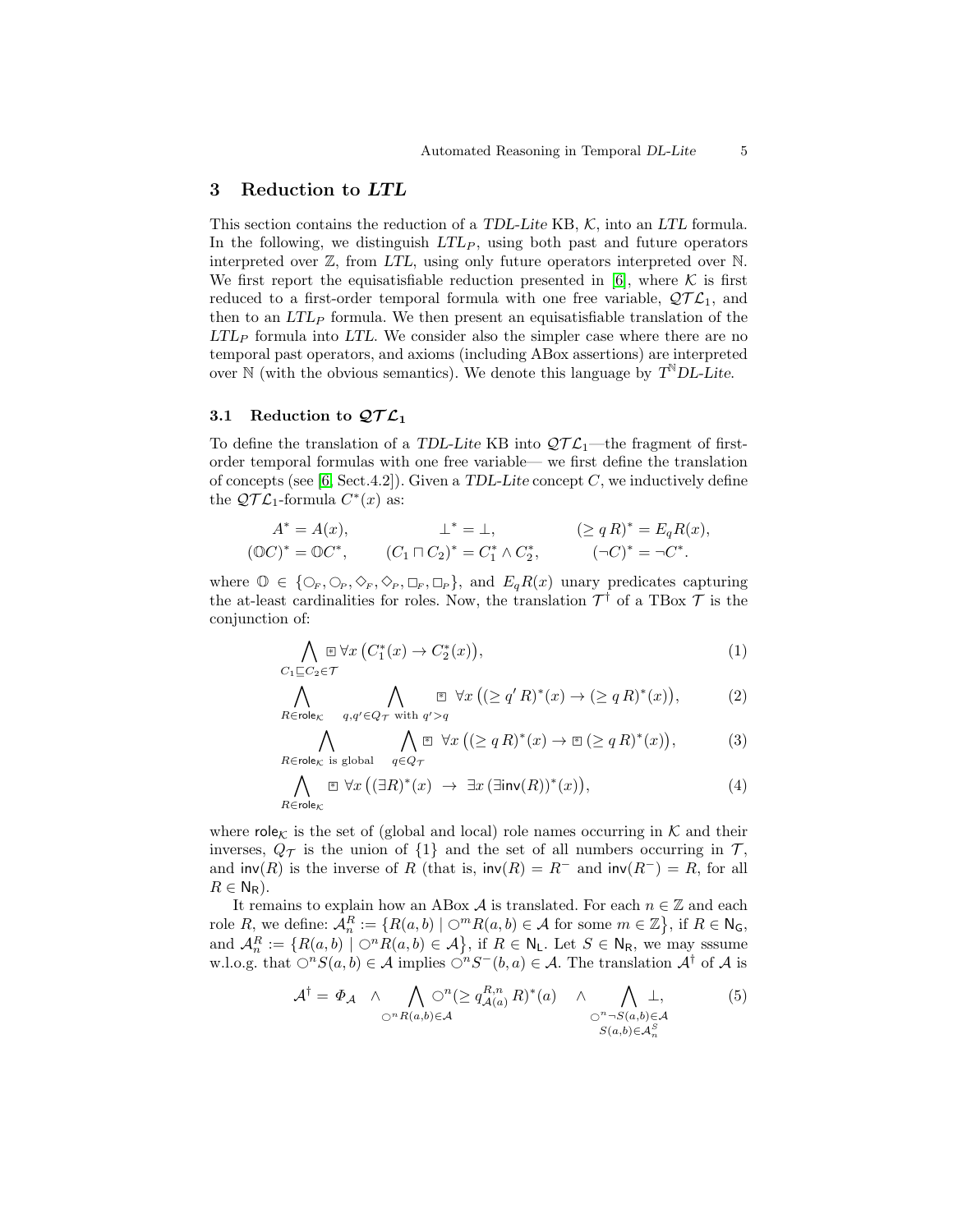## 3 Reduction to *LTL*

This section contains the reduction of a *TDL-Lite* KB, $\mathcal{K}$, into an *LTL* formula. In the following, we distinguish $LTL_P$, using both past and future operators interpreted over $\mathbb{Z}$, from *LTL*, using only future operators interpreted over $\mathbb{N}$. We first report the equisatisfiable reduction presented in [6], where $\mathcal{K}$ is first reduced to a first-order temporal formula with one free variable, $\mathcal{QTL}_1$, and then to an $LTL_P$ formula. We then present an equisatisfiable translation of the $LTL_P$ formula into *LTL*. We consider also the simpler case where there are no temporal past operators, and axioms (including ABox assertions) are interpreted over $\mathbb{N}$ (with the obvious semantics). We denote this language by $T^{\mathbb{N}}$*DL-Lite*.

### 3.1 Reduction to $\mathcal{QTL}_1$

To define the translation of a *TDL-Lite* KB into $\mathcal{QTL}_1$—the fragment of first-order temporal formulas with one free variable— we first define the translation of concepts (see [6, Sect.4.2]). Given a *TDL-Lite* concept $C$, we inductively define the $\mathcal{QTL}_1$-formula $C^*(x)$ as:

$$
\begin{array}{lll}
A^* = A(x), & \bot^* = \bot, & (\geq q\, R)^* = E_q R(x), \\
(\mathbb{O}C)^* = \mathbb{O}C^*, & (C_1 \sqcap C_2)^* = C_1^* \wedge C_2^*, & (\neg C)^* = \neg C^*.
\end{array}
$$

where $\mathbb{O} \in \{\bigcirc_F, \bigcirc_P, \Diamond_F, \Diamond_P, \Box_F, \Box_P\}$, and $E_q R(x)$ unary predicates capturing the at-least cardinalities for roles. Now, the translation $\mathcal{T}^\dagger$ of a TBox $\mathcal{T}$ is the conjunction of:

$$
\bigwedge_{C_1 \sqsubseteq C_2 \in \mathcal{T}} \boxast \forall x \left(C_1^*(x) \to C_2^*(x)\right), \tag{1}
$$

$$
\bigwedge_{R \in \mathsf{role}_{\mathcal{K}}} \quad \bigwedge_{q, q' \in Q_{\mathcal{T}} \text{ with } q' > q} \boxast \ \forall x \left((\geq q'\, R)^*(x) \to (\geq q\, R)^*(x)\right), \tag{2}
$$

$$
\bigwedge_{R \in \mathsf{role}_{\mathcal{K}} \text{ is global}} \quad \bigwedge_{q \in Q_{\mathcal{T}}} \boxast \ \forall x \left((\geq q\, R)^*(x) \to \boxast (\geq q\, R)^*(x)\right), \tag{3}
$$

$$
\bigwedge_{R \in \mathsf{role}_{\mathcal{K}}} \boxast \forall x \left((\exists R)^*(x) \ \to \ \exists x\, (\exists \mathsf{inv}(R))^*(x)\right), \tag{4}
$$

where $\mathsf{role}_{\mathcal{K}}$ is the set of (global and local) role names occurring in $\mathcal{K}$ and their inverses, $Q_{\mathcal{T}}$ is the union of $\{1\}$ and the set of all numbers occurring in $\mathcal{T}$, and $\mathsf{inv}(R)$ is the inverse of $R$ (that is, $\mathsf{inv}(R) = R^-$ and $\mathsf{inv}(R^-) = R$, for all $R \in \mathsf{N_R}$).

It remains to explain how an ABox $\mathcal{A}$ is translated. For each $n \in \mathbb{Z}$ and each role $R$, we define: $\mathcal{A}_n^R := \{R(a,b) \mid \bigcirc^m R(a,b) \in \mathcal{A}$ for some $m \in \mathbb{Z}\}$, if $R \in \mathsf{N_G}$, and $\mathcal{A}_n^R := \{R(a,b) \mid \bigcirc^n R(a,b) \in \mathcal{A}\}$, if $R \in \mathsf{N_L}$. Let $S \in \mathsf{N_R}$, we may sssume w.l.o.g. that $\bigcirc^n S(a,b) \in \mathcal{A}$ implies $\bigcirc^n S^-(b,a) \in \mathcal{A}$. The translation $\mathcal{A}^\dagger$ of $\mathcal{A}$ is

$$
\mathcal{A}^\dagger = \varPhi_{\mathcal{A}} \ \wedge \bigwedge_{\bigcirc^n R(a,b) \in \mathcal{A}} \bigcirc^n (\geq q^{R,n}_{\mathcal{A}(a)}\, R)^*(a) \quad \wedge \bigwedge_{\substack{\bigcirc^n \neg S(a,b) \in \mathcal{A} \\ S(a,b) \in \mathcal{A}_n^S}} \bot, \tag{5}
$$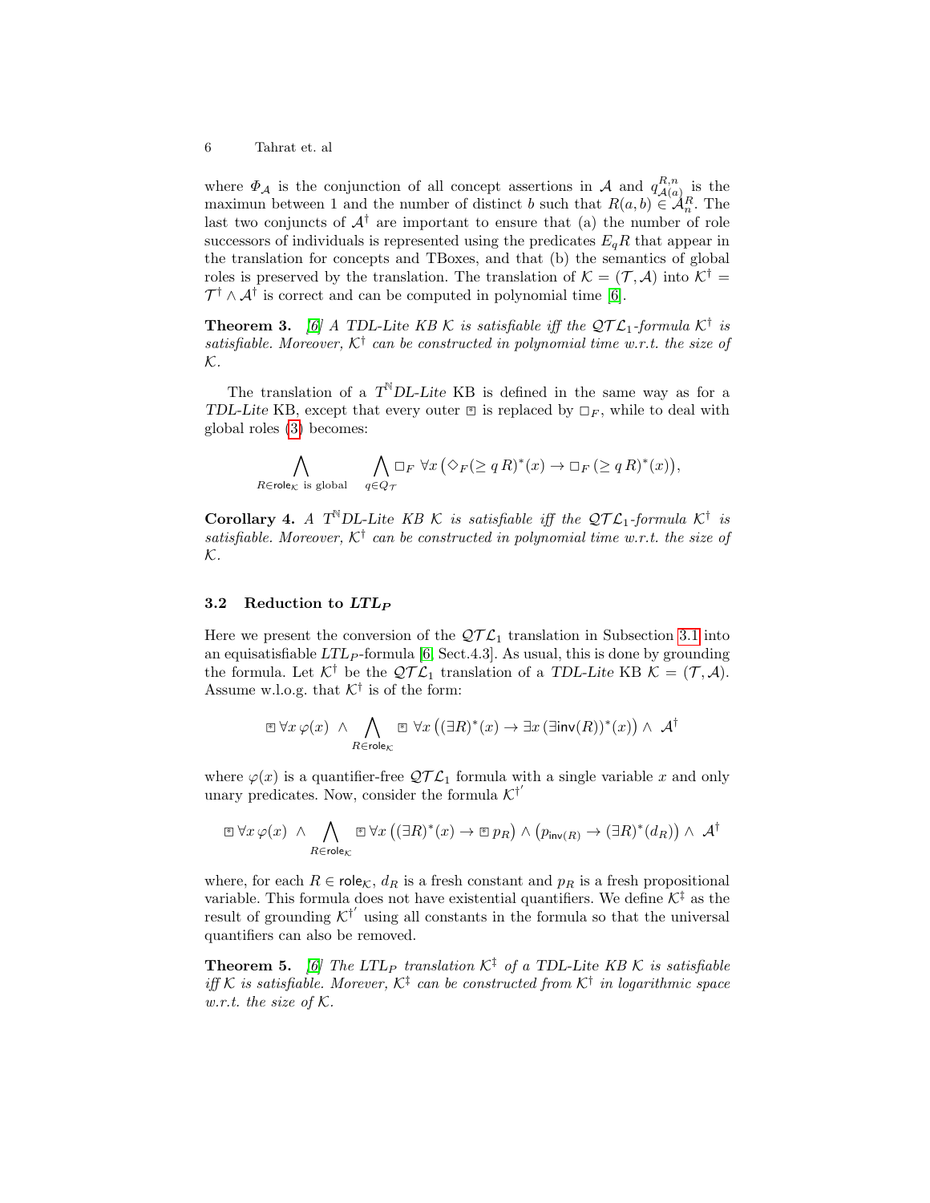where $\Phi_{\mathcal{A}}$ is the conjunction of all concept assertions in $\mathcal{A}$ and $q^{R,n}_{\mathcal{A}(a)}$ is the maximun between 1 and the number of distinct $b$ such that $R(a,b) \in \mathcal{A}^R_n$. The last two conjuncts of $\mathcal{A}^\dagger$ are important to ensure that (a) the number of role successors of individuals is represented using the predicates $E_q R$ that appear in the translation for concepts and TBoxes, and that (b) the semantics of global roles is preserved by the translation. The translation of $\mathcal{K} = (\mathcal{T}, \mathcal{A})$ into $\mathcal{K}^\dagger = \mathcal{T}^\dagger \wedge \mathcal{A}^\dagger$ is correct and can be computed in polynomial time [6].

**Theorem 3.** *[6] A TDL-Lite KB $\mathcal{K}$ is satisfiable iff the $\mathcal{QTL}_1$-formula $\mathcal{K}^\dagger$ is satisfiable. Moreover, $\mathcal{K}^\dagger$ can be constructed in polynomial time w.r.t. the size of $\mathcal{K}$.*

The translation of a $T^{\mathbb{N}}$*DL-Lite* KB is defined in the same way as for a *TDL-Lite* KB, except that every outer $\boxast$ is replaced by $\Box_F$, while to deal with global roles (3) becomes:

$$\bigwedge_{R \in \mathsf{role}_{\mathcal{K}} \text{ is global}} \quad \bigwedge_{q \in Q_{\mathcal{T}}} \Box_F \; \forall x \left( \Diamond_F (\geq q\, R)^*(x) \rightarrow \Box_F \, (\geq q\, R)^*(x) \right),$$

**Corollary 4.** *A $T^{\mathbb{N}}$DL-Lite KB $\mathcal{K}$ is satisfiable iff the $\mathcal{QTL}_1$-formula $\mathcal{K}^\dagger$ is satisfiable. Moreover, $\mathcal{K}^\dagger$ can be constructed in polynomial time w.r.t. the size of $\mathcal{K}$.*

### 3.2 Reduction to $LTL_P$

Here we present the conversion of the $\mathcal{QTL}_1$ translation in Subsection 3.1 into an equisatisfiable $LTL_P$-formula [6, Sect.4.3]. As usual, this is done by grounding the formula. Let $\mathcal{K}^\dagger$ be the $\mathcal{QTL}_1$ translation of a *TDL-Lite* KB $\mathcal{K} = (\mathcal{T}, \mathcal{A})$. Assume w.l.o.g. that $\mathcal{K}^\dagger$ is of the form:

$$\boxast \, \forall x \, \varphi(x) \;\wedge \bigwedge_{R \in \mathsf{role}_{\mathcal{K}}} \boxast \; \forall x \left( (\exists R)^*(x) \rightarrow \exists x \, (\exists \mathsf{inv}(R))^*(x) \right) \wedge \; \mathcal{A}^\dagger$$

where $\varphi(x)$ is a quantifier-free $\mathcal{QTL}_1$ formula with a single variable $x$ and only unary predicates. Now, consider the formula $\mathcal{K}^{\dagger'}$

$$\boxast \, \forall x \, \varphi(x) \;\wedge \bigwedge_{R \in \mathsf{role}_{\mathcal{K}}} \boxast \, \forall x \left( (\exists R)^*(x) \rightarrow \boxast \, p_R \right) \wedge \left( p_{\mathsf{inv}(R)} \rightarrow (\exists R)^*(d_R) \right) \wedge \; \mathcal{A}^\dagger$$

where, for each $R \in \mathsf{role}_{\mathcal{K}}$, $d_R$ is a fresh constant and $p_R$ is a fresh propositional variable. This formula does not have existential quantifiers. We define $\mathcal{K}^\ddagger$ as the result of grounding $\mathcal{K}^{\dagger'}$ using all constants in the formula so that the universal quantifiers can also be removed.

**Theorem 5.** *[6] The $LTL_P$ translation $\mathcal{K}^\ddagger$ of a TDL-Lite KB $\mathcal{K}$ is satisfiable iff $\mathcal{K}$ is satisfiable. Moreover, $\mathcal{K}^\ddagger$ can be constructed from $\mathcal{K}^\dagger$ in logarithmic space w.r.t. the size of $\mathcal{K}$.*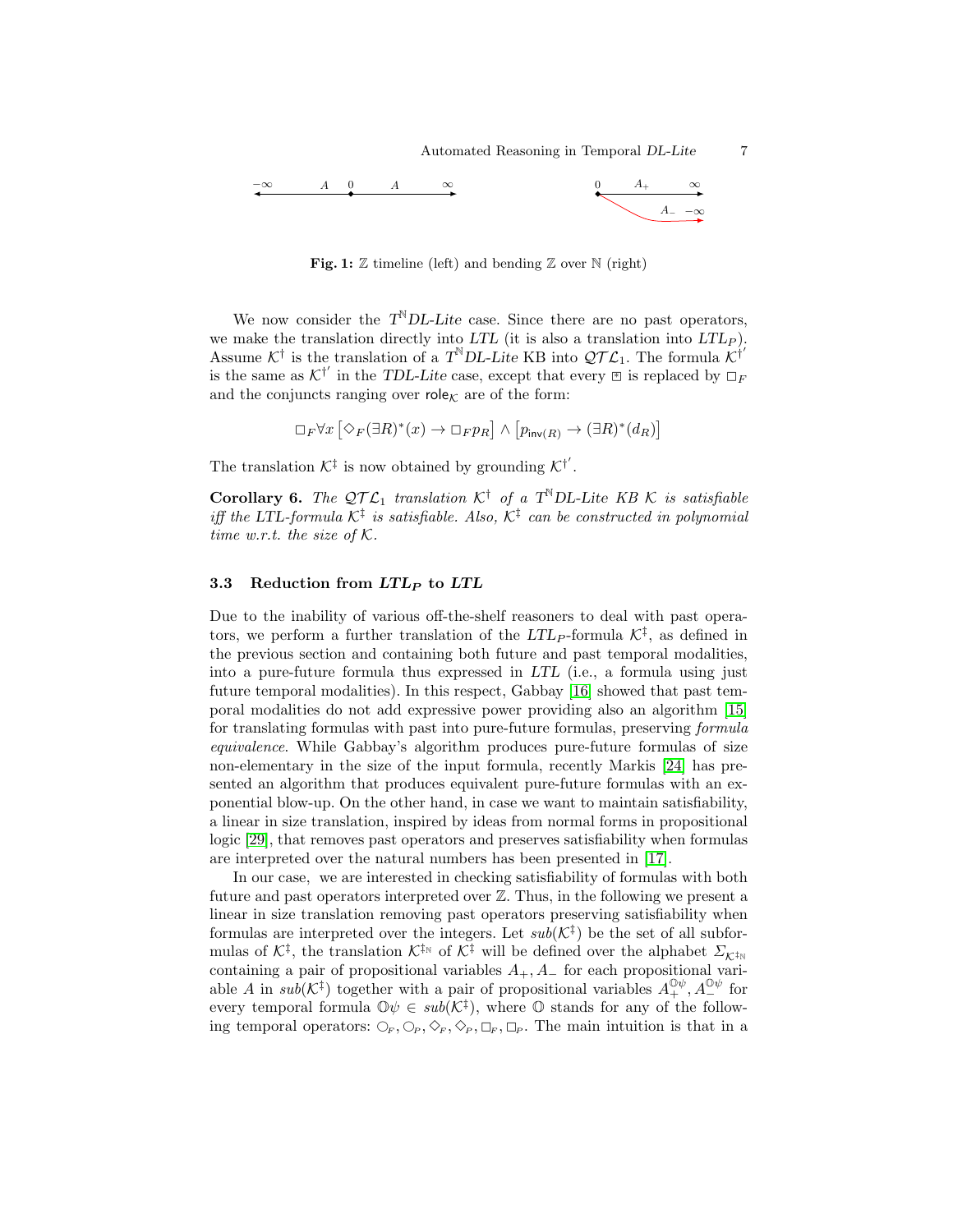−∞ A 0 A ∞

0 $A_+$ ∞

$A_-$ −∞

**Fig. 1:** $\mathbb{Z}$ timeline (left) and bending $\mathbb{Z}$ over $\mathbb{N}$ (right)

We now consider the $T^{\mathbb{N}}$*DL-Lite* case. Since there are no past operators, we make the translation directly into *LTL* (it is also a translation into $LTL_P$). Assume $\mathcal{K}^\dagger$ is the translation of a $T^{\mathbb{N}}$*DL-Lite* KB into $\mathcal{QTL}_1$. The formula $\mathcal{K}^{\dagger'}$ is the same as $\mathcal{K}^{\dagger'}$ in the *TDL-Lite* case, except that every $⊞$ is replaced by $\Box_F$ and the conjuncts ranging over $\mathsf{role}_\mathcal{K}$ are of the form:

$$\Box_F \forall x \left[\Diamond_F (\exists R)^*(x) \to \Box_F p_R\right] \wedge \left[p_{\mathsf{inv}(R)} \to (\exists R)^*(d_R)\right]$$

The translation $\mathcal{K}^\ddagger$ is now obtained by grounding $\mathcal{K}^{\dagger'}$.

**Corollary 6.** *The $\mathcal{QTL}_1$ translation $\mathcal{K}^\dagger$ of a $T^{\mathbb{N}}$DL-Lite KB $\mathcal{K}$ is satisfiable iff the LTL-formula $\mathcal{K}^\ddagger$ is satisfiable. Also, $\mathcal{K}^\ddagger$ can be constructed in polynomial time w.r.t. the size of $\mathcal{K}$.*

### 3.3 Reduction from $LTL_P$ to *LTL*

Due to the inability of various off-the-shelf reasoners to deal with past operators, we perform a further translation of the $LTL_P$-formula $\mathcal{K}^\ddagger$, as defined in the previous section and containing both future and past temporal modalities, into a pure-future formula thus expressed in *LTL* (i.e., a formula using just future temporal modalities). In this respect, Gabbay [16] showed that past temporal modalities do not add expressive power providing also an algorithm [15] for translating formulas with past into pure-future formulas, preserving *formula equivalence*. While Gabbay's algorithm produces pure-future formulas of size non-elementary in the size of the input formula, recently Markis [24] has presented an algorithm that produces equivalent pure-future formulas with an exponential blow-up. On the other hand, in case we want to maintain satisfiability, a linear in size translation, inspired by ideas from normal forms in propositional logic [29], that removes past operators and preserves satisfiability when formulas are interpreted over the natural numbers has been presented in [17].

In our case, we are interested in checking satisfiability of formulas with both future and past operators interpreted over $\mathbb{Z}$. Thus, in the following we present a linear in size translation removing past operators preserving satisfiability when formulas are interpreted over the integers. Let $sub(\mathcal{K}^\ddagger)$ be the set of all subformulas of $\mathcal{K}^\ddagger$, the translation $\mathcal{K}^{\ddagger_\mathbb{N}}$ of $\mathcal{K}^\ddagger$ will be defined over the alphabet $\Sigma_{\mathcal{K}^{\ddagger_\mathbb{N}}}$ containing a pair of propositional variables $A_+, A_-$ for each propositional variable $A$ in $sub(\mathcal{K}^\ddagger)$ together with a pair of propositional variables $A_+^{\mathbb{O}\psi}, A_-^{\mathbb{O}\psi}$ for every temporal formula $\mathbb{O}\psi \in sub(\mathcal{K}^\ddagger)$, where $\mathbb{O}$ stands for any of the following temporal operators: $\bigcirc_F, \bigcirc_P, \Diamond_F, \Diamond_P, \Box_F, \Box_P$. The main intuition is that in a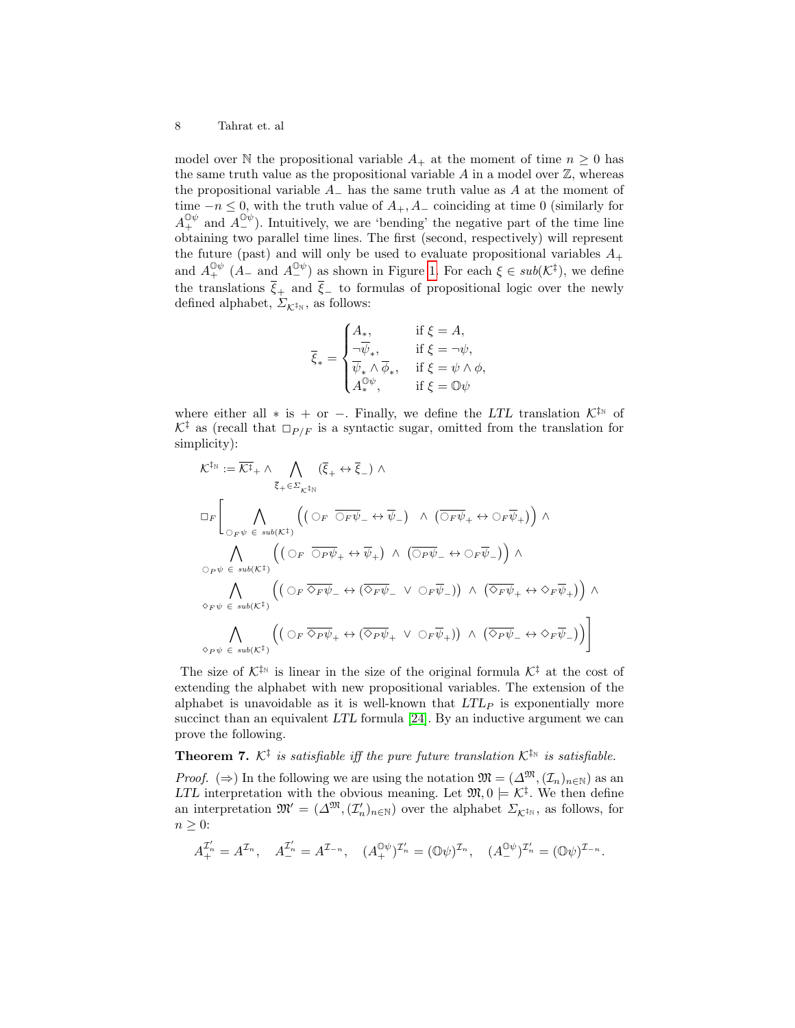model over $\mathbb{N}$ the propositional variable $A_+$ at the moment of time $n \geq 0$ has the same truth value as the propositional variable $A$ in a model over $\mathbb{Z}$, whereas the propositional variable $A_-$ has the same truth value as $A$ at the moment of time $-n \leq 0$, with the truth value of $A_+, A_-$ coinciding at time 0 (similarly for $A_+^{\mathbb{O}\psi}$ and $A_-^{\mathbb{O}\psi}$). Intuitively, we are 'bending' the negative part of the time line obtaining two parallel time lines. The first (second, respectively) will represent the future (past) and will only be used to evaluate propositional variables $A_+$ and $A_+^{\mathbb{O}\psi}$ ($A_-$ and $A_-^{\mathbb{O}\psi}$) as shown in Figure 1. For each $\xi \in sub(\mathcal{K}^\ddagger)$, we define the translations $\overline{\xi}_+$ and $\overline{\xi}_-$ to formulas of propositional logic over the newly defined alphabet, $\Sigma_{\mathcal{K}^{\ddagger_\mathbb{N}}}$, as follows:

$$
\overline{\xi}_* = \begin{cases} A_*, & \text{if } \xi = A, \\ \neg\overline{\psi}_*, & \text{if } \xi = \neg\psi, \\ \overline{\psi}_* \wedge \overline{\phi}_*, & \text{if } \xi = \psi \wedge \phi, \\ A_*^{\mathbb{O}\psi}, & \text{if } \xi = \mathbb{O}\psi \end{cases}
$$

where either all $*$ is $+$ or $-$. Finally, we define the *LTL* translation $\mathcal{K}^{\ddagger_\mathbb{N}}$ of $\mathcal{K}^\ddagger$ as (recall that $\Box_{P/F}$ is a syntactic sugar, omitted from the translation for simplicity):

$$
\begin{aligned}
\mathcal{K}^{\ddagger_\mathbb{N}} := \overline{\mathcal{K}^\ddagger}_+ \wedge \bigwedge_{\overline{\xi}_+ \in \Sigma_{\mathcal{K}^{\ddagger_\mathbb{N}}}} (\overline{\xi}_+ \leftrightarrow \overline{\xi}_-) \wedge \\
\Box_F \Bigg[ \bigwedge_{\bigcirc_F\psi \,\in\, sub(\mathcal{K}^\ddagger)} \Big( \big( \bigcirc_F\ \overline{\bigcirc_F\psi}_- \leftrightarrow \overline{\psi}_- \big) \ \wedge\ \big( \overline{\bigcirc_F\psi}_+ \leftrightarrow \bigcirc_F\overline{\psi}_+ \big) \Big) \wedge \\
\bigwedge_{\bigcirc_P\psi \,\in\, sub(\mathcal{K}^\ddagger)} \Big( \big( \bigcirc_F\ \overline{\bigcirc_P\psi}_+ \leftrightarrow \overline{\psi}_+ \big) \ \wedge\ \big( \overline{\bigcirc_P\psi}_- \leftrightarrow \bigcirc_F\overline{\psi}_- \big) \Big) \wedge \\
\bigwedge_{\Diamond_F\psi \,\in\, sub(\mathcal{K}^\ddagger)} \Big( \big( \bigcirc_F\ \overline{\Diamond_F\psi}_- \leftrightarrow (\overline{\Diamond_F\psi}_- \ \vee\ \bigcirc_F\overline{\psi}_-) \big) \ \wedge\ \big( \overline{\Diamond_F\psi}_+ \leftrightarrow \Diamond_F\overline{\psi}_+ \big) \Big) \wedge \\
\bigwedge_{\Diamond_P\psi \,\in\, sub(\mathcal{K}^\ddagger)} \Big( \big( \bigcirc_F\ \overline{\Diamond_P\psi}_+ \leftrightarrow (\overline{\Diamond_P\psi}_+ \ \vee\ \bigcirc_F\overline{\psi}_+) \big) \ \wedge\ \big( \overline{\Diamond_P\psi}_- \leftrightarrow \Diamond_F\overline{\psi}_- \big) \Big) \Bigg]
\end{aligned}
$$

The size of $\mathcal{K}^{\ddagger_\mathbb{N}}$ is linear in the size of the original formula $\mathcal{K}^\ddagger$ at the cost of extending the alphabet with new propositional variables. The extension of the alphabet is unavoidable as it is well-known that $LTL_P$ is exponentially more succinct than an equivalent *LTL* formula [24]. By an inductive argument we can prove the following.

**Theorem 7.** *$\mathcal{K}^\ddagger$ is satisfiable iff the pure future translation $\mathcal{K}^{\ddagger_\mathbb{N}}$ is satisfiable.*

*Proof.* ($\Rightarrow$) In the following we are using the notation $\mathfrak{M} = (\Delta^\mathfrak{M}, (\mathcal{I}_n)_{n\in\mathbb{N}})$ as an *LTL* interpretation with the obvious meaning. Let $\mathfrak{M}, 0 \models \mathcal{K}^\ddagger$. We then define an interpretation $\mathfrak{M}' = (\Delta^\mathfrak{M}, (\mathcal{I}'_n)_{n\in\mathbb{N}})$ over the alphabet $\Sigma_{\mathcal{K}^{\ddagger_\mathbb{N}}}$, as follows, for $n \geq 0$:

$$
A_+^{\mathcal{I}'_n} = A^{\mathcal{I}_n}, \quad A_-^{\mathcal{I}'_n} = A^{\mathcal{I}_{-n}}, \quad (A_+^{\mathbb{O}\psi})^{\mathcal{I}'_n} = (\mathbb{O}\psi)^{\mathcal{I}_n}, \quad (A_-^{\mathbb{O}\psi})^{\mathcal{I}'_n} = (\mathbb{O}\psi)^{\mathcal{I}_{-n}}.
$$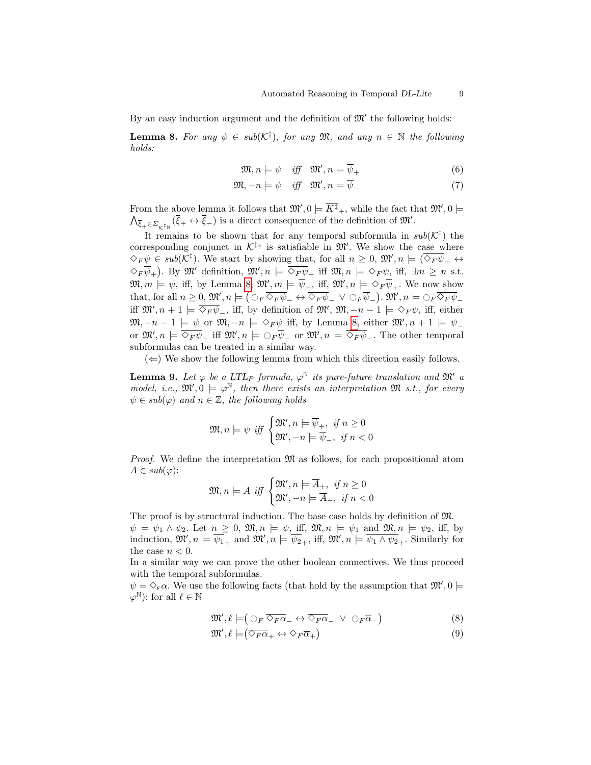By an easy induction argument and the definition of $\mathfrak{M}'$ the following holds:

**Lemma 8.** *For any $\psi \in sub(\mathcal{K}^\ddagger)$, for any $\mathfrak{M}$, and any $n \in \mathbb{N}$ the following holds:*

$$\mathfrak{M}, n \models \psi \quad \textit{iff} \quad \mathfrak{M}', n \models \overline{\psi}_+ \tag{6}$$

$$\mathfrak{M}, -n \models \psi \quad \textit{iff} \quad \mathfrak{M}', n \models \overline{\psi}_- \tag{7}$$

From the above lemma it follows that $\mathfrak{M}', 0 \models \overline{K^\ddagger}_+$, while the fact that $\mathfrak{M}', 0 \models \bigwedge_{\overline{\xi}_+ \in \Sigma_{\mathcal{K}^{\ddagger_\mathbb{N}}}} (\overline{\xi}_+ \leftrightarrow \overline{\xi}_-)$ is a direct consequence of the definition of $\mathfrak{M}'$.

It remains to be shown that for any temporal subformula in $sub(\mathcal{K}^\ddagger)$ the corresponding conjunct in $\mathcal{K}^{\ddagger_\mathbb{N}}$ is satisfiable in $\mathfrak{M}'$. We show the case where $\Diamond_F \psi \in sub(\mathcal{K}^\ddagger)$. We start by showing that, for all $n \geq 0$, $\mathfrak{M}', n \models (\overline{\Diamond_F \psi}_+ \leftrightarrow \Diamond_F \overline{\psi}_+)$. By $\mathfrak{M}'$ definition, $\mathfrak{M}', n \models \overline{\Diamond_F \psi}_+$ iff $\mathfrak{M}, n \models \Diamond_F \psi$, iff, $\exists m \geq n$ s.t. $\mathfrak{M}, m \models \psi$, iff, by Lemma 8, $\mathfrak{M}', m \models \overline{\psi}_+$, iff, $\mathfrak{M}', n \models \Diamond_F \overline{\psi}_+$. We now show that, for all $n \geq 0$, $\mathfrak{M}', n \models (\bigcirc_F \overline{\Diamond_F \psi}_- \leftrightarrow \overline{\Diamond_F \psi}_- \vee \bigcirc_F \overline{\psi}_-)$. $\mathfrak{M}', n \models \bigcirc_F \overline{\Diamond_F \psi}_-$ iff $\mathfrak{M}', n+1 \models \overline{\Diamond_F \psi}_-$, iff, by definition of $\mathfrak{M}'$, $\mathfrak{M}, -n-1 \models \Diamond_F \psi$, iff, either $\mathfrak{M}, -n-1 \models \psi$ or $\mathfrak{M}, -n \models \Diamond_F \psi$ iff, by Lemma 8, either $\mathfrak{M}', n+1 \models \overline{\psi}_-$ or $\mathfrak{M}', n \models \overline{\Diamond_F \psi}_-$ iff $\mathfrak{M}', n \models \bigcirc_F \overline{\psi}_-$ or $\mathfrak{M}', n \models \overline{\Diamond_F \psi}_-$. The other temporal subformulas can be treated in a similar way.

($\Leftarrow$) We show the following lemma from which this direction easily follows.

**Lemma 9.** *Let $\varphi$ be a $LTL_P$ formula, $\varphi^\mathbb{N}$ its pure-future translation and $\mathfrak{M}'$ a model, i.e., $\mathfrak{M}', 0 \models \varphi^\mathbb{N}$, then there exists an interpretation $\mathfrak{M}$ s.t., for every $\psi \in sub(\varphi)$ and $n \in \mathbb{Z}$, the following holds*

$$\mathfrak{M}, n \models \psi \textit{ iff } \begin{cases} \mathfrak{M}', n \models \overline{\psi}_+, & \textit{if } n \geq 0 \\ \mathfrak{M}', -n \models \overline{\psi}_-, & \textit{if } n < 0 \end{cases}$$

*Proof.* We define the interpretation $\mathfrak{M}$ as follows, for each propositional atom $A \in sub(\varphi)$:

$$\mathfrak{M}, n \models A \textit{ iff } \begin{cases} \mathfrak{M}', n \models \overline{A}_+, & \textit{if } n \geq 0 \\ \mathfrak{M}', -n \models \overline{A}_-, & \textit{if } n < 0 \end{cases}$$

The proof is by structural induction. The base case holds by definition of $\mathfrak{M}$.
$\psi = \psi_1 \wedge \psi_2$. Let $n \geq 0$, $\mathfrak{M}, n \models \psi$, iff, $\mathfrak{M}, n \models \psi_1$ and $\mathfrak{M}, n \models \psi_2$, iff, by induction, $\mathfrak{M}', n \models \overline{\psi_1}_+$ and $\mathfrak{M}', n \models \overline{\psi_2}_+$, iff, $\mathfrak{M}', n \models \overline{\psi_1 \wedge \psi_2}_+$. Similarly for the case $n < 0$.
In a similar way we can prove the other boolean connectives. We thus proceed with the temporal subformulas.
$\psi = \Diamond_F \alpha$. We use the following facts (that hold by the assumption that $\mathfrak{M}', 0 \models \varphi^\mathbb{N}$): for all $\ell \in \mathbb{N}$

$$\mathfrak{M}', \ell \models (\bigcirc_F \overline{\Diamond_F \alpha}_- \leftrightarrow \overline{\Diamond_F \alpha}_- \ \vee \ \bigcirc_F \overline{\alpha}_-) \tag{8}$$

$$\mathfrak{M}', \ell \models (\overline{\Diamond_F \alpha}_+ \leftrightarrow \Diamond_F \overline{\alpha}_+) \tag{9}$$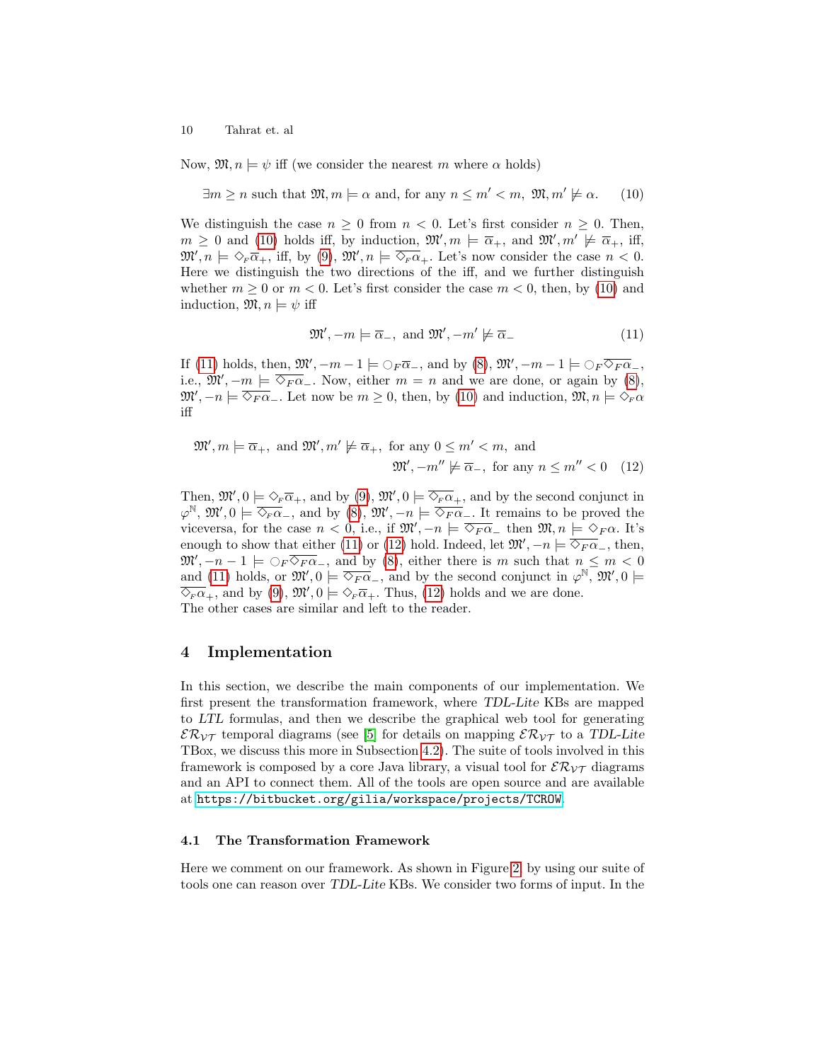Now, $\mathfrak{M}, n \models \psi$ iff (we consider the nearest $m$ where $\alpha$ holds)

$$\exists m \geq n \text{ such that } \mathfrak{M}, m \models \alpha \text{ and, for any } n \leq m' < m, \ \mathfrak{M}, m' \not\models \alpha. \tag{10}$$

We distinguish the case $n \geq 0$ from $n < 0$. Let's first consider $n \geq 0$. Then, $m \geq 0$ and (10) holds iff, by induction, $\mathfrak{M}', m \models \overline{\alpha}_+$, and $\mathfrak{M}', m' \not\models \overline{\alpha}_+$, iff, $\mathfrak{M}', n \models \Diamond_F \overline{\alpha}_+$, iff, by (9), $\mathfrak{M}', n \models \overline{\Diamond_F \alpha}_+$. Let's now consider the case $n < 0$. Here we distinguish the two directions of the iff, and we further distinguish whether $m \geq 0$ or $m < 0$. Let's first consider the case $m < 0$, then, by (10) and induction, $\mathfrak{M}, n \models \psi$ iff

$$\mathfrak{M}', -m \models \overline{\alpha}_-, \text{ and } \mathfrak{M}', -m' \not\models \overline{\alpha}_- \tag{11}$$

If (11) holds, then, $\mathfrak{M}', -m-1 \models \bigcirc_F \overline{\alpha}_-$, and by (8), $\mathfrak{M}', -m-1 \models \bigcirc_F \overline{\Diamond_F \alpha}_-$, i.e., $\mathfrak{M}', -m \models \overline{\Diamond_F \alpha}_-$. Now, either $m = n$ and we are done, or again by (8), $\mathfrak{M}', -n \models \overline{\Diamond_F \alpha}_-$. Let now be $m \geq 0$, then, by (10) and induction, $\mathfrak{M}, n \models \Diamond_F \alpha$ iff

$$\mathfrak{M}', m \models \overline{\alpha}_+, \text{ and } \mathfrak{M}', m' \not\models \overline{\alpha}_+, \text{ for any } 0 \leq m' < m, \text{ and}$$
$$\mathfrak{M}', -m'' \not\models \overline{\alpha}_-, \text{ for any } n \leq m'' < 0 \tag{12}$$

Then, $\mathfrak{M}', 0 \models \Diamond_F \overline{\alpha}_+$, and by (9), $\mathfrak{M}', 0 \models \overline{\Diamond_F \alpha}_+$, and by the second conjunct in $\varphi^{\mathbb{N}}$, $\mathfrak{M}', 0 \models \overline{\Diamond_F \alpha}_-$, and by (8), $\mathfrak{M}', -n \models \overline{\Diamond_F \alpha}_-$. It remains to be proved the viceversa, for the case $n < 0$, i.e., if $\mathfrak{M}', -n \models \overline{\Diamond_F \alpha}_-$ then $\mathfrak{M}, n \models \Diamond_F \alpha$. It's enough to show that either (11) or (12) hold. Indeed, let $\mathfrak{M}', -n \models \overline{\Diamond_F \alpha}_-$, then, $\mathfrak{M}', -n-1 \models \bigcirc_F \overline{\Diamond_F \alpha}_-$, and by (8), either there is $m$ such that $n \leq m < 0$ and (11) holds, or $\mathfrak{M}', 0 \models \overline{\Diamond_F \alpha}_-$, and by the second conjunct in $\varphi^{\mathbb{N}}$, $\mathfrak{M}', 0 \models \overline{\Diamond_F \alpha}_+$, and by (9), $\mathfrak{M}', 0 \models \Diamond_F \overline{\alpha}_+$. Thus, (12) holds and we are done.
The other cases are similar and left to the reader.

## 4 Implementation

In this section, we describe the main components of our implementation. We first present the transformation framework, where *TDL-Lite* KBs are mapped to *LTL* formulas, and then we describe the graphical web tool for generating $\mathcal{ER}_{\mathcal{VT}}$ temporal diagrams (see [5] for details on mapping $\mathcal{ER}_{\mathcal{VT}}$ to a *TDL-Lite* TBox, we discuss this more in Subsection 4.2). The suite of tools involved in this framework is composed by a core Java library, a visual tool for $\mathcal{ER}_{\mathcal{VT}}$ diagrams and an API to connect them. All of the tools are open source and are available at https://bitbucket.org/gilia/workspace/projects/TCROW.

### 4.1 The Transformation Framework

Here we comment on our framework. As shown in Figure 2, by using our suite of tools one can reason over *TDL-Lite* KBs. We consider two forms of input. In the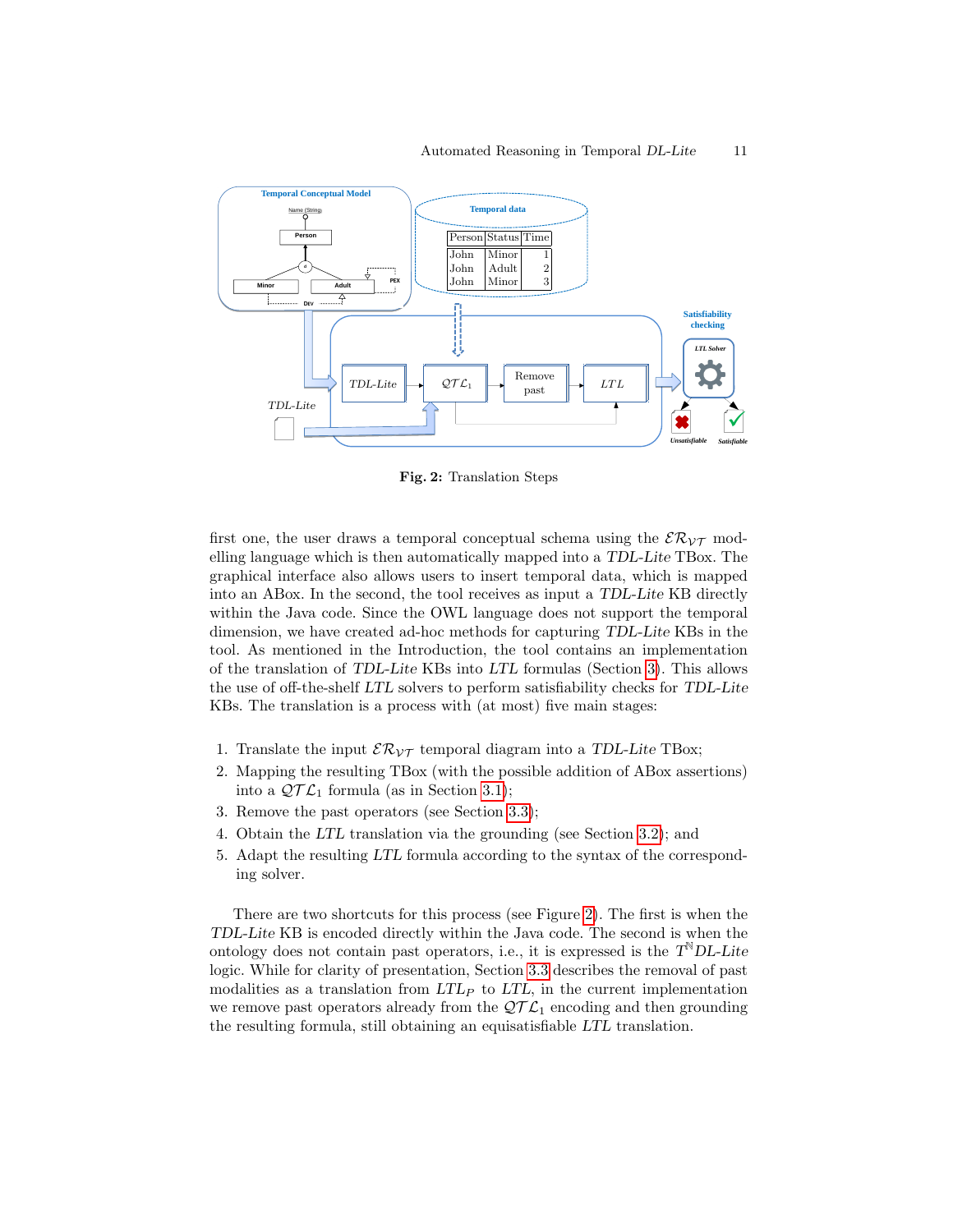Temporal Conceptual Model

Name (String)

Person

d

Minor

Adult

PEX

DEV

Temporal data

| Person | Status | Time |
| --- | --- | --- |
| John | Minor | 1 |
| John | Adult | 2 |
| John | Minor | 3 |

*TDL-Lite*

*TDL-Lite*

$\mathcal{QTL}_1$

Remove past

*LTL*

Satisfiability checking

*LTL Solver*

Unsatisfiable

Satisfiable

**Fig. 2:** Translation Steps

first one, the user draws a temporal conceptual schema using the $\mathcal{ER}_{\mathcal{VT}}$ modelling language which is then automatically mapped into a *TDL-Lite* TBox. The graphical interface also allows users to insert temporal data, which is mapped into an ABox. In the second, the tool receives as input a *TDL-Lite* KB directly within the Java code. Since the OWL language does not support the temporal dimension, we have created ad-hoc methods for capturing *TDL-Lite* KBs in the tool. As mentioned in the Introduction, the tool contains an implementation of the translation of *TDL-Lite* KBs into *LTL* formulas (Section 3). This allows the use of off-the-shelf *LTL* solvers to perform satisfiability checks for *TDL-Lite* KBs. The translation is a process with (at most) five main stages:

1. Translate the input $\mathcal{ER}_{\mathcal{VT}}$ temporal diagram into a *TDL-Lite* TBox;
2. Mapping the resulting TBox (with the possible addition of ABox assertions) into a $\mathcal{QTL}_1$ formula (as in Section 3.1);
3. Remove the past operators (see Section 3.3);
4. Obtain the *LTL* translation via the grounding (see Section 3.2); and
5. Adapt the resulting *LTL* formula according to the syntax of the corresponding solver.

There are two shortcuts for this process (see Figure 2). The first is when the *TDL-Lite* KB is encoded directly within the Java code. The second is when the ontology does not contain past operators, i.e., it is expressed is the $T^{\mathbb{N}}$*DL-Lite* logic. While for clarity of presentation, Section 3.3 describes the removal of past modalities as a translation from $LTL_P$ to *LTL*, in the current implementation we remove past operators already from the $\mathcal{QTL}_1$ encoding and then grounding the resulting formula, still obtaining an equisatisfiable *LTL* translation.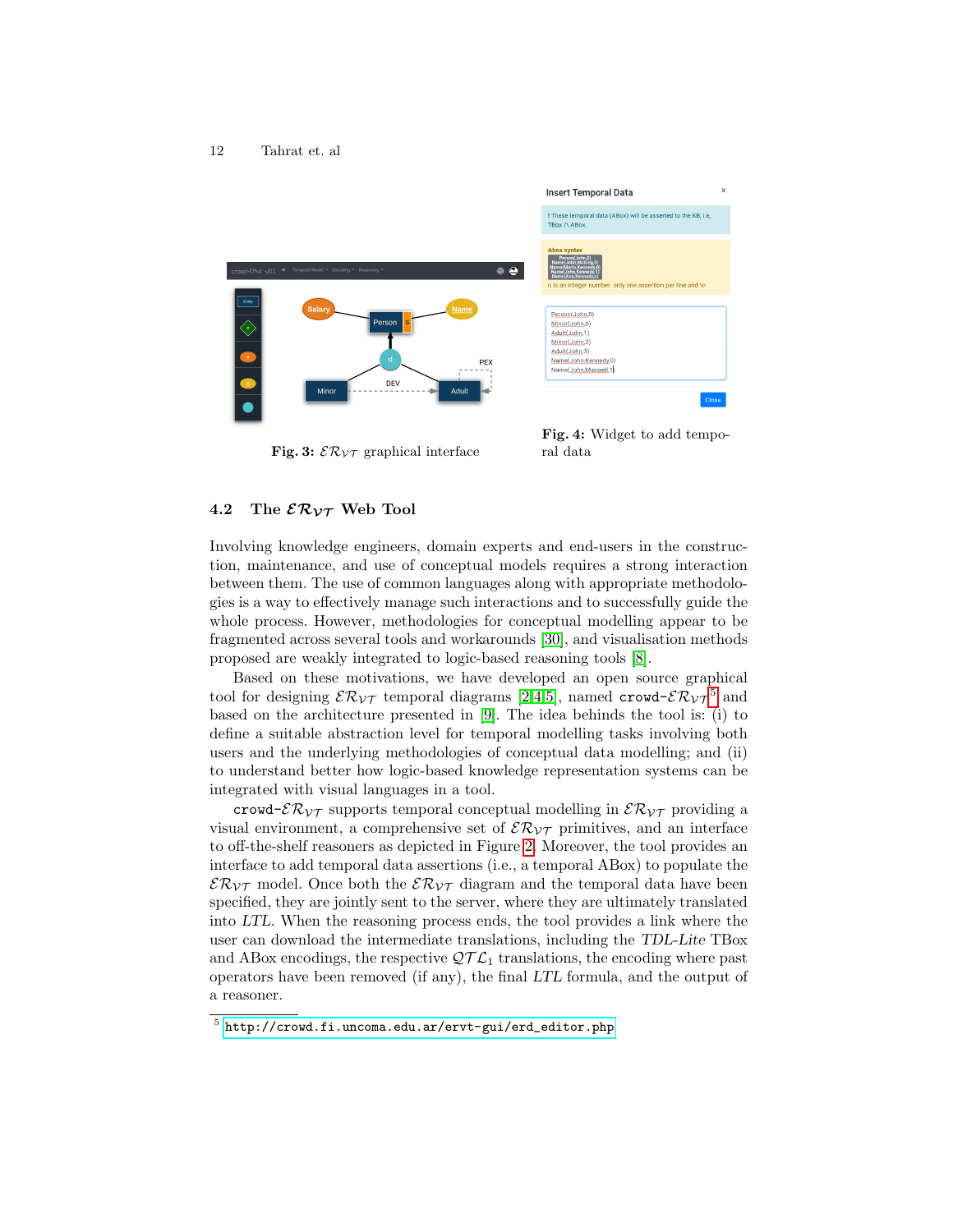Fig. 3: $\mathcal{ER}_{\mathcal{VT}}$ graphical interface

Fig. 4: Widget to add temporal data

### 4.2 The $\mathcal{ER}_{\mathcal{VT}}$ Web Tool

Involving knowledge engineers, domain experts and end-users in the construction, maintenance, and use of conceptual models requires a strong interaction between them. The use of common languages along with appropriate methodologies is a way to effectively manage such interactions and to successfully guide the whole process. However, methodologies for conceptual modelling appear to be fragmented across several tools and workarounds [30], and visualisation methods proposed are weakly integrated to logic-based reasoning tools [8].

Based on these motivations, we have developed an open source graphical tool for designing $\mathcal{ER}_{\mathcal{VT}}$ temporal diagrams [2,4,5], named crowd-$\mathcal{ER}_{\mathcal{VT}}$[5] and based on the architecture presented in [9]. The idea behinds the tool is: (i) to define a suitable abstraction level for temporal modelling tasks involving both users and the underlying methodologies of conceptual data modelling; and (ii) to understand better how logic-based knowledge representation systems can be integrated with visual languages in a tool.

crowd-$\mathcal{ER}_{\mathcal{VT}}$ supports temporal conceptual modelling in $\mathcal{ER}_{\mathcal{VT}}$ providing a visual environment, a comprehensive set of $\mathcal{ER}_{\mathcal{VT}}$ primitives, and an interface to off-the-shelf reasoners as depicted in Figure 2. Moreover, the tool provides an interface to add temporal data assertions (i.e., a temporal ABox) to populate the $\mathcal{ER}_{\mathcal{VT}}$ model. Once both the $\mathcal{ER}_{\mathcal{VT}}$ diagram and the temporal data have been specified, they are jointly sent to the server, where they are ultimately translated into *LTL*. When the reasoning process ends, the tool provides a link where the user can download the intermediate translations, including the *TDL-Lite* TBox and ABox encodings, the respective $\mathcal{QTL}_1$ translations, the encoding where past operators have been removed (if any), the final *LTL* formula, and the output of a reasoner.

[5] http://crowd.fi.uncoma.edu.ar/ervt-gui/erd_editor.php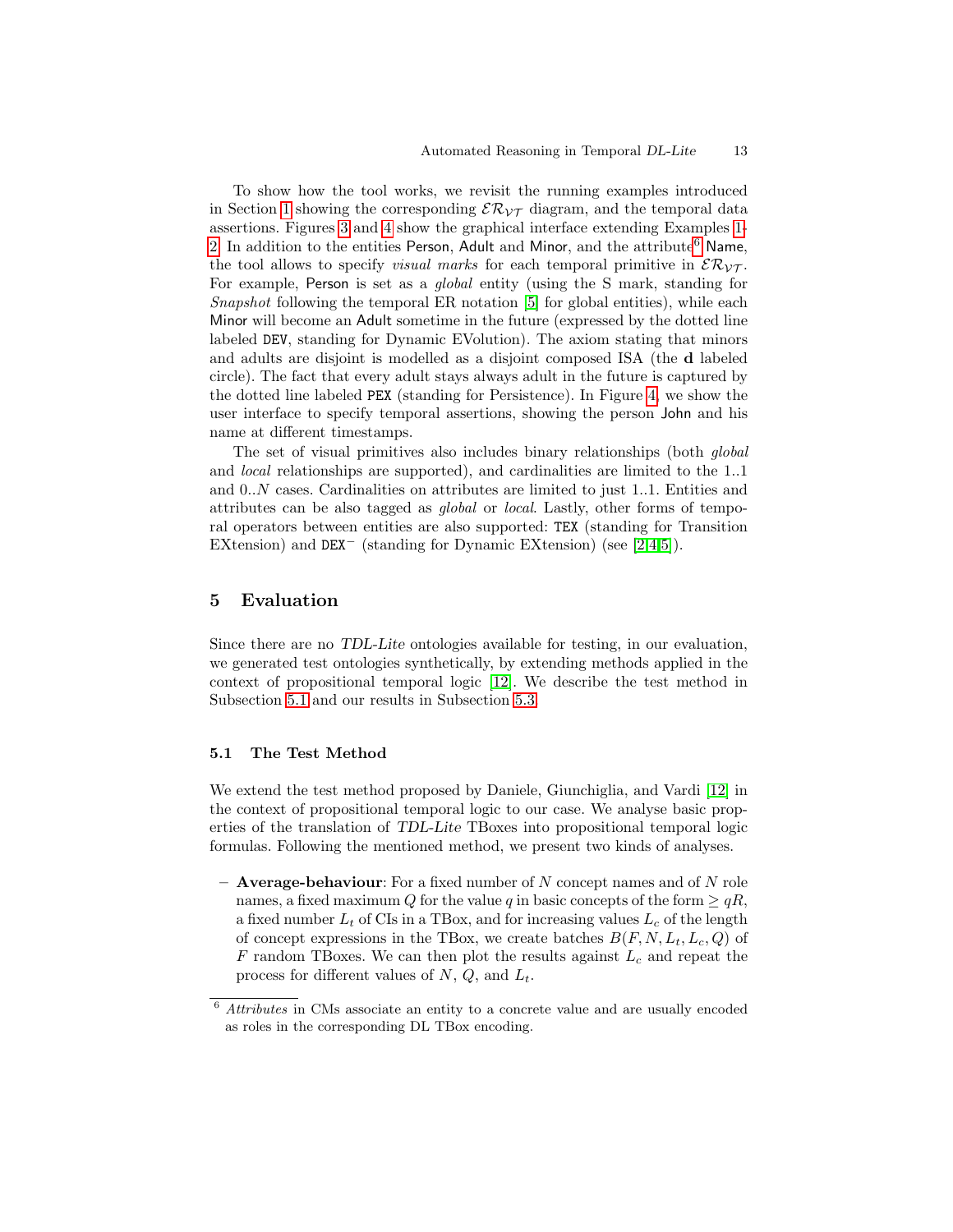To show how the tool works, we revisit the running examples introduced in Section 1 showing the corresponding $\mathcal{ER}_{\mathcal{VT}}$ diagram, and the temporal data assertions. Figures 3 and 4 show the graphical interface extending Examples 1-2. In addition to the entities Person, Adult and Minor, and the attribute[6] Name, the tool allows to specify *visual marks* for each temporal primitive in $\mathcal{ER}_{\mathcal{VT}}$. For example, Person is set as a *global* entity (using the S mark, standing for *Snapshot* following the temporal ER notation [5] for global entities), while each Minor will become an Adult sometime in the future (expressed by the dotted line labeled `DEV`, standing for Dynamic EVolution). The axiom stating that minors and adults are disjoint is modelled as a disjoint composed ISA (the **d** labeled circle). The fact that every adult stays always adult in the future is captured by the dotted line labeled `PEX` (standing for Persistence). In Figure 4, we show the user interface to specify temporal assertions, showing the person John and his name at different timestamps.

The set of visual primitives also includes binary relationships (both *global* and *local* relationships are supported), and cardinalities are limited to the 1..1 and 0..$N$ cases. Cardinalities on attributes are limited to just 1..1. Entities and attributes can be also tagged as *global* or *local*. Lastly, other forms of temporal operators between entities are also supported: `TEX` (standing for Transition EXtension) and $\texttt{DEX}^-$ (standing for Dynamic EXtension) (see [2,4,5]).

## 5 Evaluation

Since there are no *TDL-Lite* ontologies available for testing, in our evaluation, we generated test ontologies synthetically, by extending methods applied in the context of propositional temporal logic [12]. We describe the test method in Subsection 5.1 and our results in Subsection 5.3.

### 5.1 The Test Method

We extend the test method proposed by Daniele, Giunchiglia, and Vardi [12] in the context of propositional temporal logic to our case. We analyse basic properties of the translation of *TDL-Lite* TBoxes into propositional temporal logic formulas. Following the mentioned method, we present two kinds of analyses.

- **Average-behaviour**: For a fixed number of $N$ concept names and of $N$ role names, a fixed maximum $Q$ for the value $q$ in basic concepts of the form $\geq qR$, a fixed number $L_t$ of CIs in a TBox, and for increasing values $L_c$ of the length of concept expressions in the TBox, we create batches $B(F, N, L_t, L_c, Q)$ of $F$ random TBoxes. We can then plot the results against $L_c$ and repeat the process for different values of $N$, $Q$, and $L_t$.

[6] *Attributes* in CMs associate an entity to a concrete value and are usually encoded as roles in the corresponding DL TBox encoding.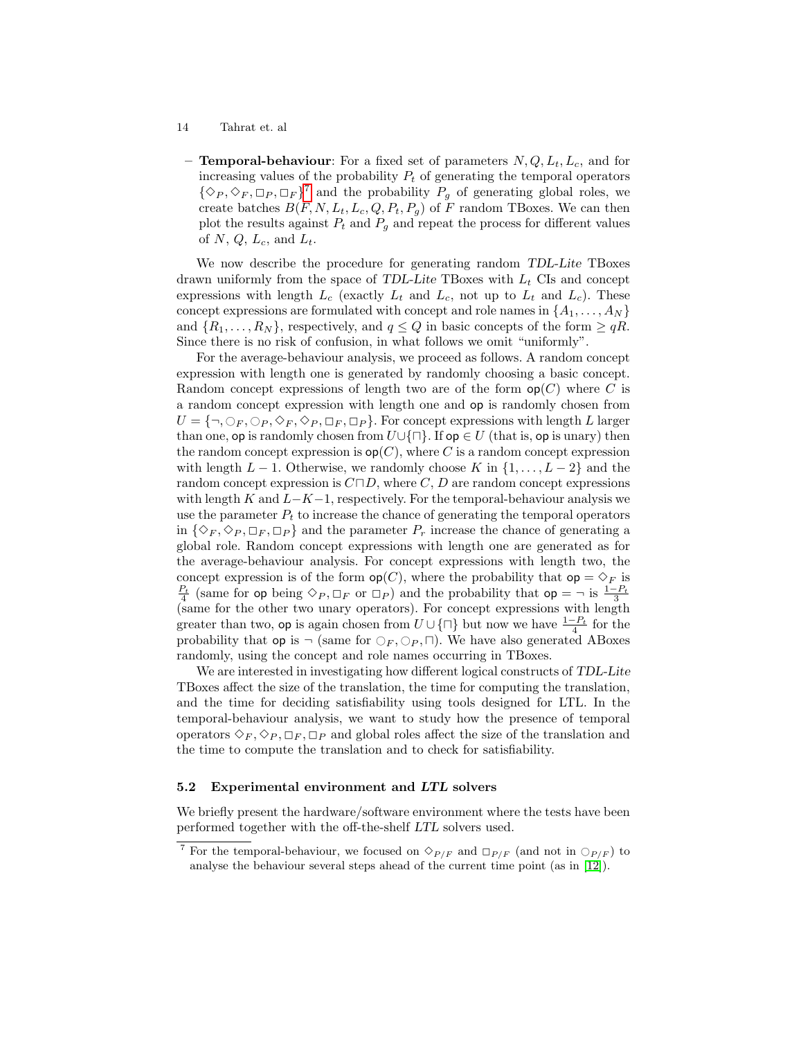– **Temporal-behaviour**: For a fixed set of parameters $N, Q, L_t, L_c$, and for increasing values of the probability $P_t$ of generating the temporal operators $\{\Diamond_P, \Diamond_F, \Box_P, \Box_F\}$[7] and the probability $P_g$ of generating global roles, we create batches $B(F, N, L_t, L_c, Q, P_t, P_g)$ of $F$ random TBoxes. We can then plot the results against $P_t$ and $P_g$ and repeat the process for different values of $N$, $Q$, $L_c$, and $L_t$.

We now describe the procedure for generating random *TDL-Lite* TBoxes drawn uniformly from the space of *TDL-Lite* TBoxes with $L_t$ CIs and concept expressions with length $L_c$ (exactly $L_t$ and $L_c$, not up to $L_t$ and $L_c$). These concept expressions are formulated with concept and role names in $\{A_1, \ldots, A_N\}$ and $\{R_1, \ldots, R_N\}$, respectively, and $q \leq Q$ in basic concepts of the form $\geq qR$. Since there is no risk of confusion, in what follows we omit "uniformly".

For the average-behaviour analysis, we proceed as follows. A random concept expression with length one is generated by randomly choosing a basic concept. Random concept expressions of length two are of the form $\mathsf{op}(C)$ where $C$ is a random concept expression with length one and $\mathsf{op}$ is randomly chosen from $U = \{\neg, \bigcirc_F, \bigcirc_P, \Diamond_F, \Diamond_P, \Box_F, \Box_P\}$. For concept expressions with length $L$ larger than one, $\mathsf{op}$ is randomly chosen from $U \cup \{\sqcap\}$. If $\mathsf{op} \in U$ (that is, $\mathsf{op}$ is unary) then the random concept expression is $\mathsf{op}(C)$, where $C$ is a random concept expression with length $L - 1$. Otherwise, we randomly choose $K$ in $\{1, \ldots, L - 2\}$ and the random concept expression is $C \sqcap D$, where $C$, $D$ are random concept expressions with length $K$ and $L - K - 1$, respectively. For the temporal-behaviour analysis we use the parameter $P_t$ to increase the chance of generating the temporal operators in $\{\Diamond_F, \Diamond_P, \Box_F, \Box_P\}$ and the parameter $P_r$ increase the chance of generating a global role. Random concept expressions with length one are generated as for the average-behaviour analysis. For concept expressions with length two, the concept expression is of the form $\mathsf{op}(C)$, where the probability that $\mathsf{op} = \Diamond_F$ is $\frac{P_t}{4}$ (same for $\mathsf{op}$ being $\Diamond_P, \Box_F$ or $\Box_P$) and the probability that $\mathsf{op} = \neg$ is $\frac{1-P_t}{3}$ (same for the other two unary operators). For concept expressions with length greater than two, $\mathsf{op}$ is again chosen from $U \cup \{\sqcap\}$ but now we have $\frac{1-P_t}{4}$ for the probability that $\mathsf{op}$ is $\neg$ (same for $\bigcirc_F, \bigcirc_P, \sqcap$). We have also generated ABoxes randomly, using the concept and role names occurring in TBoxes.

We are interested in investigating how different logical constructs of *TDL-Lite* TBoxes affect the size of the translation, the time for computing the translation, and the time for deciding satisfiability using tools designed for LTL. In the temporal-behaviour analysis, we want to study how the presence of temporal operators $\Diamond_F, \Diamond_P, \Box_F, \Box_P$ and global roles affect the size of the translation and the time to compute the translation and to check for satisfiability.

### 5.2 Experimental environment and *LTL* solvers

We briefly present the hardware/software environment where the tests have been performed together with the off-the-shelf *LTL* solvers used.

[7] For the temporal-behaviour, we focused on $\Diamond_{P/F}$ and $\Box_{P/F}$ (and not in $\bigcirc_{P/F}$) to analyse the behaviour several steps ahead of the current time point (as in [12]).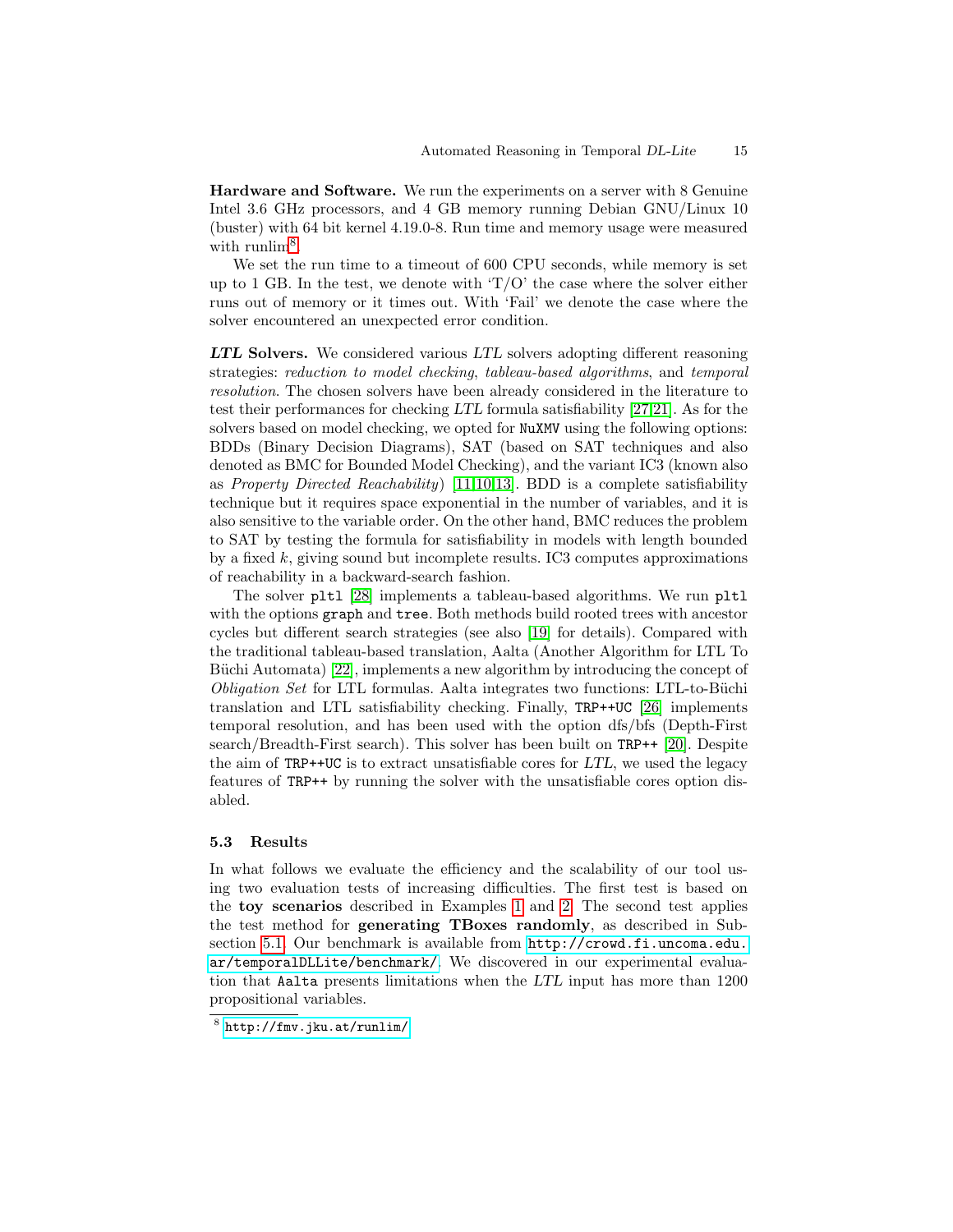**Hardware and Software.** We run the experiments on a server with 8 Genuine Intel 3.6 GHz processors, and 4 GB memory running Debian GNU/Linux 10 (buster) with 64 bit kernel 4.19.0-8. Run time and memory usage were measured with runlim[8].

We set the run time to a timeout of 600 CPU seconds, while memory is set up to 1 GB. In the test, we denote with 'T/O' the case where the solver either runs out of memory or it times out. With 'Fail' we denote the case where the solver encountered an unexpected error condition.

***LTL* Solvers.** We considered various *LTL* solvers adopting different reasoning strategies: *reduction to model checking*, *tableau-based algorithms*, and *temporal resolution*. The chosen solvers have been already considered in the literature to test their performances for checking *LTL* formula satisfiability [27,21]. As for the solvers based on model checking, we opted for `NuXMV` using the following options: BDDs (Binary Decision Diagrams), SAT (based on SAT techniques and also denoted as BMC for Bounded Model Checking), and the variant IC3 (known also as *Property Directed Reachability*) [11,10,13]. BDD is a complete satisfiability technique but it requires space exponential in the number of variables, and it is also sensitive to the variable order. On the other hand, BMC reduces the problem to SAT by testing the formula for satisfiability in models with length bounded by a fixed $k$, giving sound but incomplete results. IC3 computes approximations of reachability in a backward-search fashion.

The solver `pltl` [28] implements a tableau-based algorithms. We run `pltl` with the options `graph` and `tree`. Both methods build rooted trees with ancestor cycles but different search strategies (see also [19] for details). Compared with the traditional tableau-based translation, Aalta (Another Algorithm for LTL To Büchi Automata) [22], implements a new algorithm by introducing the concept of *Obligation Set* for LTL formulas. Aalta integrates two functions: LTL-to-Büchi translation and LTL satisfiability checking. Finally, `TRP++UC` [26] implements temporal resolution, and has been used with the option dfs/bfs (Depth-First search/Breadth-First search). This solver has been built on `TRP++` [20]. Despite the aim of `TRP++UC` is to extract unsatisfiable cores for *LTL*, we used the legacy features of `TRP++` by running the solver with the unsatisfiable cores option disabled.

### 5.3 Results

In what follows we evaluate the efficiency and the scalability of our tool using two evaluation tests of increasing difficulties. The first test is based on the **toy scenarios** described in Examples 1 and 2. The second test applies the test method for **generating TBoxes randomly**, as described in Subsection 5.1. Our benchmark is available from `http://crowd.fi.uncoma.edu.ar/temporalDLLite/benchmark/`. We discovered in our experimental evaluation that `Aalta` presents limitations when the *LTL* input has more than 1200 propositional variables.

[8] `http://fmv.jku.at/runlim/`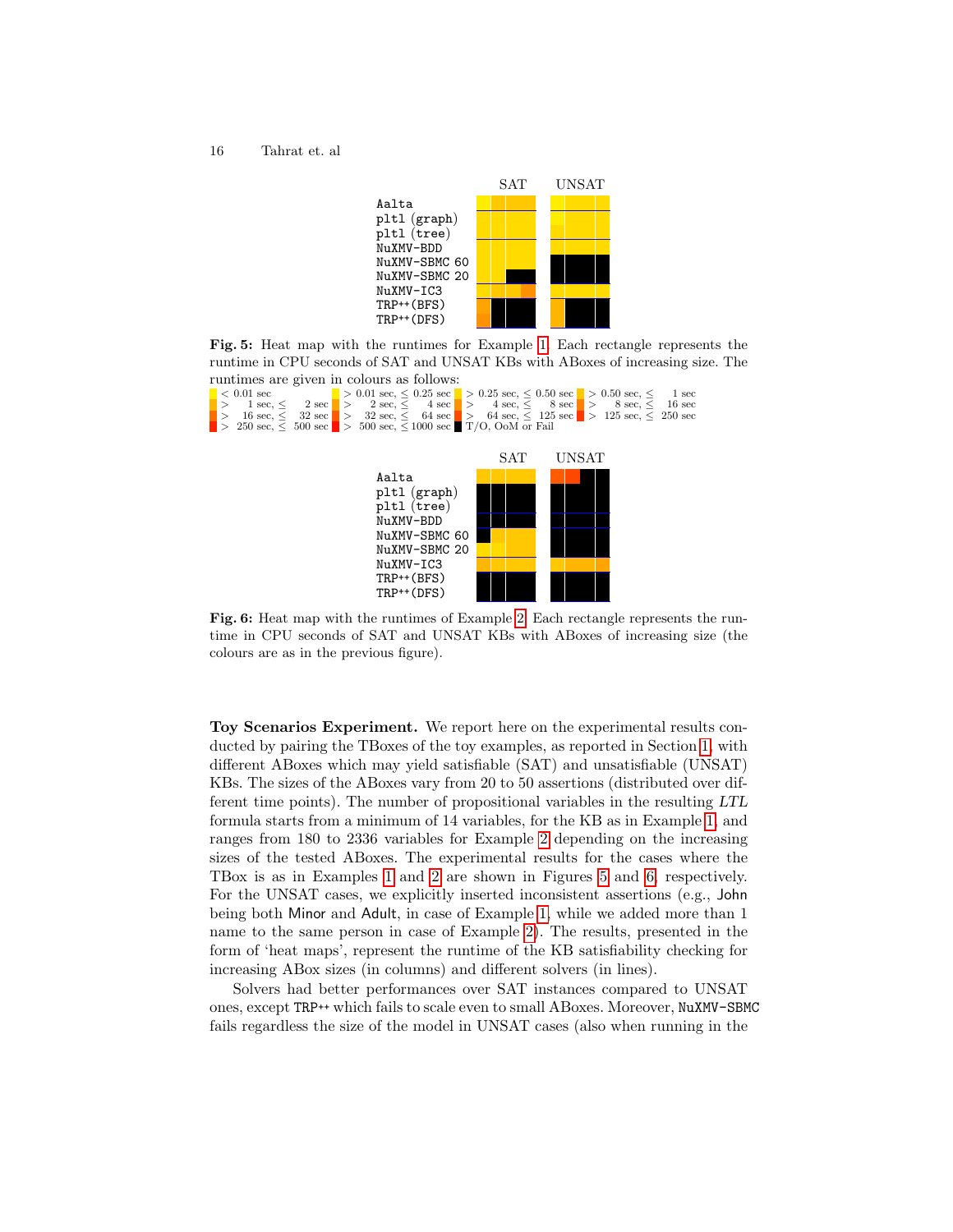SAT UNSAT

Aalta
pltl (graph)
pltl (tree)
NuXMV-BDD
NuXMV-SBMC 60
NuXMV-SBMC 20
NuXMV-IC3
TRP++(BFS)
TRP++(DFS)

**Fig. 5:** Heat map with the runtimes for Example 1. Each rectangle represents the runtime in CPU seconds of SAT and UNSAT KBs with ABoxes of increasing size. The runtimes are given in colours as follows:

< 0.01 sec
> 0.01 sec, ≤ 0.25 sec
> 0.25 sec, ≤ 0.50 sec
> 0.50 sec, ≤ 1 sec
> 1 sec, ≤ 2 sec
> 2 sec, ≤ 4 sec
> 4 sec, ≤ 8 sec
> 8 sec, ≤ 16 sec
> 16 sec, ≤ 32 sec
> 32 sec, ≤ 64 sec
> 64 sec, ≤ 125 sec
> 125 sec, ≤ 250 sec
> 250 sec, ≤ 500 sec
> 500 sec, ≤ 1000 sec
T/O, OoM or Fail

SAT UNSAT

Aalta
pltl (graph)
pltl (tree)
NuXMV-BDD
NuXMV-SBMC 60
NuXMV-SBMC 20
NuXMV-IC3
TRP++(BFS)
TRP++(DFS)

**Fig. 6:** Heat map with the runtimes of Example 2. Each rectangle represents the runtime in CPU seconds of SAT and UNSAT KBs with ABoxes of increasing size (the colours are as in the previous figure).

**Toy Scenarios Experiment.** We report here on the experimental results conducted by pairing the TBoxes of the toy examples, as reported in Section 1, with different ABoxes which may yield satisfiable (SAT) and unsatisfiable (UNSAT) KBs. The sizes of the ABoxes vary from 20 to 50 assertions (distributed over different time points). The number of propositional variables in the resulting *LTL* formula starts from a minimum of 14 variables, for the KB as in Example 1, and ranges from 180 to 2336 variables for Example 2 depending on the increasing sizes of the tested ABoxes. The experimental results for the cases where the TBox is as in Examples 1 and 2 are shown in Figures 5 and 6, respectively. For the UNSAT cases, we explicitly inserted inconsistent assertions (e.g., John being both Minor and Adult, in case of Example 1, while we added more than 1 name to the same person in case of Example 2). The results, presented in the form of 'heat maps', represent the runtime of the KB satisfiability checking for increasing ABox sizes (in columns) and different solvers (in lines).

Solvers had better performances over SAT instances compared to UNSAT ones, except TRP++ which fails to scale even to small ABoxes. Moreover, NuXMV-SBMC fails regardless the size of the model in UNSAT cases (also when running in the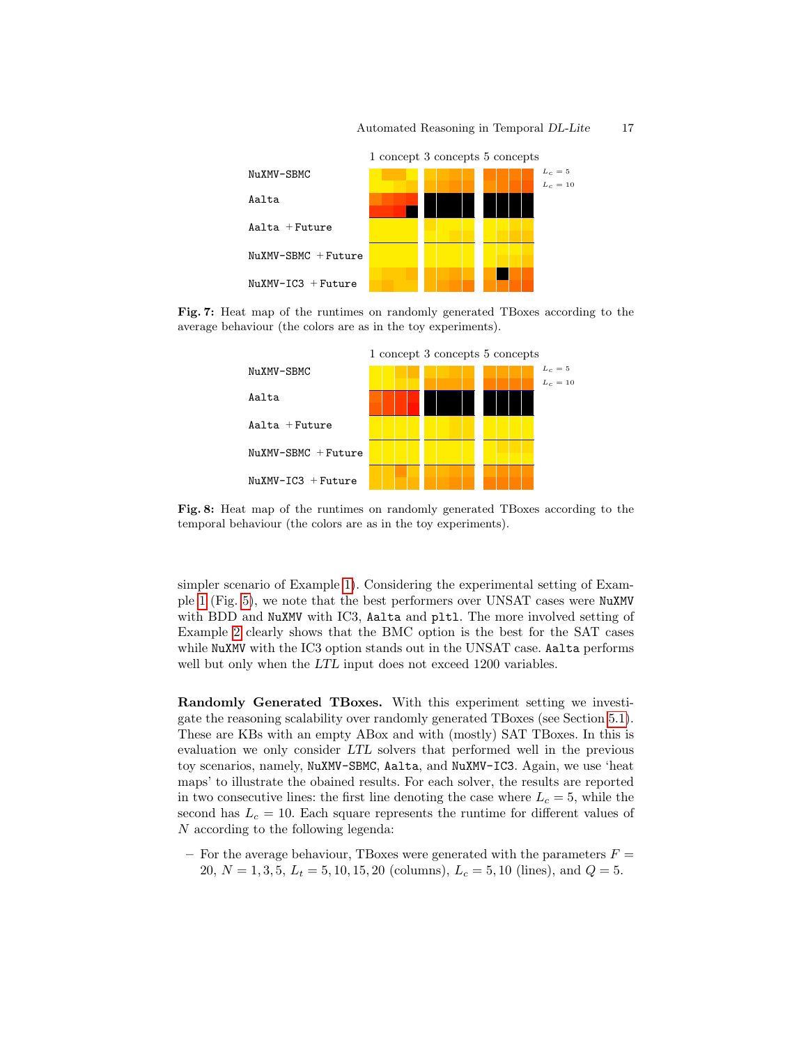1 concept 3 concepts 5 concepts

NuXMV-SBMC

Aalta

Aalta +Future

NuXMV-SBMC +Future

NuXMV-IC3 +Future

$L_c = 5$

$L_c = 10$

**Fig. 7:** Heat map of the runtimes on randomly generated TBoxes according to the average behaviour (the colors are as in the toy experiments).

1 concept 3 concepts 5 concepts

NuXMV-SBMC

Aalta

Aalta +Future

NuXMV-SBMC +Future

NuXMV-IC3 +Future

$L_c = 5$

$L_c = 10$

**Fig. 8:** Heat map of the runtimes on randomly generated TBoxes according to the temporal behaviour (the colors are as in the toy experiments).

simpler scenario of Example 1). Considering the experimental setting of Example 1 (Fig. 5), we note that the best performers over UNSAT cases were `NuXMV` with BDD and `NuXMV` with IC3, `Aalta` and `pltl`. The more involved setting of Example 2 clearly shows that the BMC option is the best for the SAT cases while `NuXMV` with the IC3 option stands out in the UNSAT case. `Aalta` performs well but only when the *LTL* input does not exceed 1200 variables.

**Randomly Generated TBoxes.** With this experiment setting we investigate the reasoning scalability over randomly generated TBoxes (see Section 5.1). These are KBs with an empty ABox and with (mostly) SAT TBoxes. In this is evaluation we only consider *LTL* solvers that performed well in the previous toy scenarios, namely, `NuXMV-SBMC`, `Aalta`, and `NuXMV-IC3`. Again, we use 'heat maps' to illustrate the obained results. For each solver, the results are reported in two consecutive lines: the first line denoting the case where $L_c = 5$, while the second has $L_c = 10$. Each square represents the runtime for different values of $N$ according to the following legenda:

- For the average behaviour, TBoxes were generated with the parameters $F = 20$, $N = 1, 3, 5$, $L_t = 5, 10, 15, 20$ (columns), $L_c = 5, 10$ (lines), and $Q = 5$.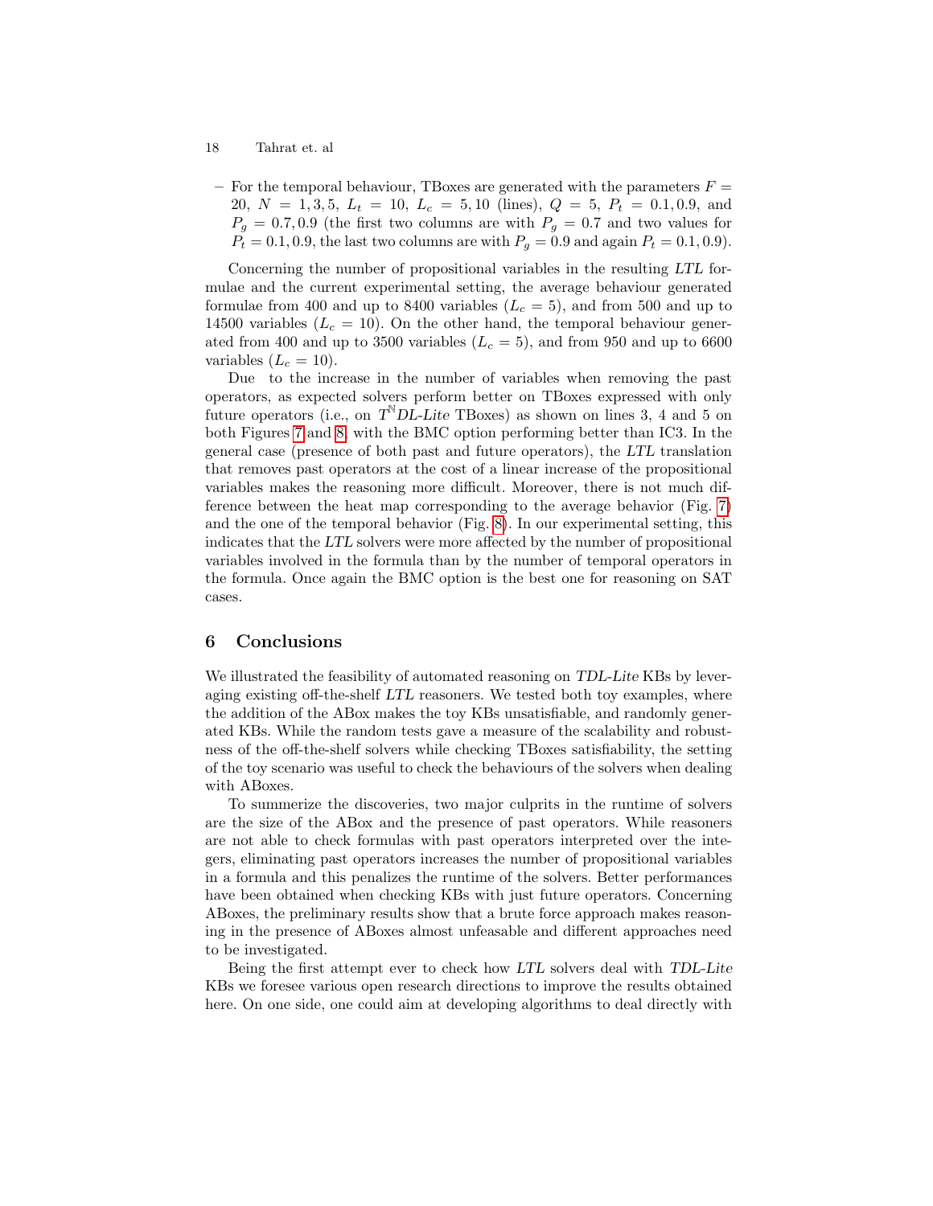– For the temporal behaviour, TBoxes are generated with the parameters $F = 20$, $N = 1, 3, 5$, $L_t = 10$, $L_c = 5, 10$ (lines), $Q = 5$, $P_t = 0.1, 0.9$, and $P_g = 0.7, 0.9$ (the first two columns are with $P_g = 0.7$ and two values for $P_t = 0.1, 0.9$, the last two columns are with $P_g = 0.9$ and again $P_t = 0.1, 0.9$).

Concerning the number of propositional variables in the resulting *LTL* formulae and the current experimental setting, the average behaviour generated formulae from 400 and up to 8400 variables ($L_c = 5$), and from 500 and up to 14500 variables ($L_c = 10$). On the other hand, the temporal behaviour generated from 400 and up to 3500 variables ($L_c = 5$), and from 950 and up to 6600 variables ($L_c = 10$).

Due to the increase in the number of variables when removing the past operators, as expected solvers perform better on TBoxes expressed with only future operators (i.e., on $T^{\mathbb{N}}$*DL-Lite* TBoxes) as shown on lines 3, 4 and 5 on both Figures 7 and 8, with the BMC option performing better than IC3. In the general case (presence of both past and future operators), the *LTL* translation that removes past operators at the cost of a linear increase of the propositional variables makes the reasoning more difficult. Moreover, there is not much difference between the heat map corresponding to the average behavior (Fig. 7) and the one of the temporal behavior (Fig. 8). In our experimental setting, this indicates that the *LTL* solvers were more affected by the number of propositional variables involved in the formula than by the number of temporal operators in the formula. Once again the BMC option is the best one for reasoning on SAT cases.

## 6 Conclusions

We illustrated the feasibility of automated reasoning on *TDL-Lite* KBs by leveraging existing off-the-shelf *LTL* reasoners. We tested both toy examples, where the addition of the ABox makes the toy KBs unsatisfiable, and randomly generated KBs. While the random tests gave a measure of the scalability and robustness of the off-the-shelf solvers while checking TBoxes satisfiability, the setting of the toy scenario was useful to check the behaviours of the solvers when dealing with ABoxes.

To summerize the discoveries, two major culprits in the runtime of solvers are the size of the ABox and the presence of past operators. While reasoners are not able to check formulas with past operators interpreted over the integers, eliminating past operators increases the number of propositional variables in a formula and this penalizes the runtime of the solvers. Better performances have been obtained when checking KBs with just future operators. Concerning ABoxes, the preliminary results show that a brute force approach makes reasoning in the presence of ABoxes almost unfeasable and different approaches need to be investigated.

Being the first attempt ever to check how *LTL* solvers deal with *TDL-Lite* KBs we foresee various open research directions to improve the results obtained here. On one side, one could aim at developing algorithms to deal directly with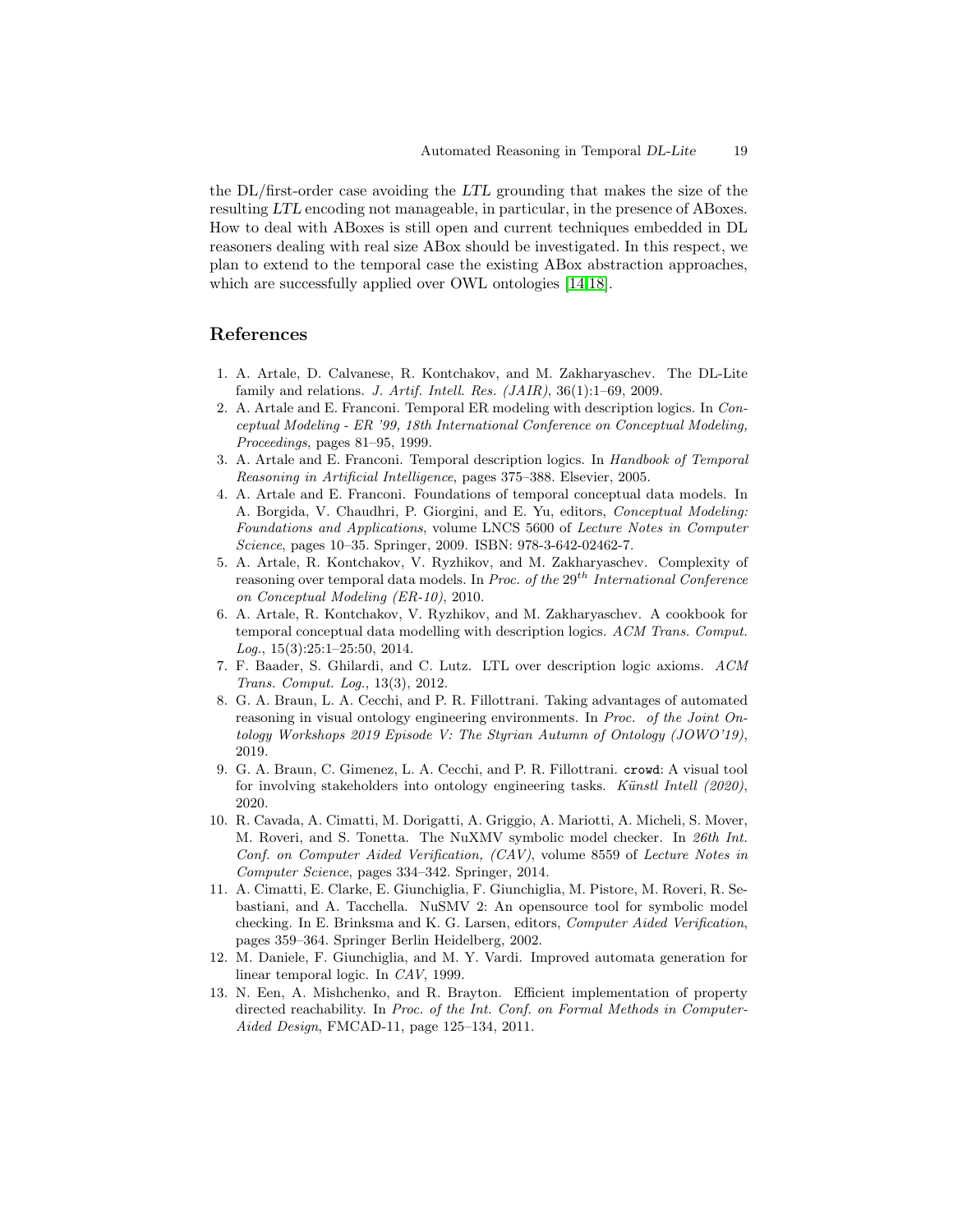the DL/first-order case avoiding the *LTL* grounding that makes the size of the resulting *LTL* encoding not manageable, in particular, in the presence of ABoxes. How to deal with ABoxes is still open and current techniques embedded in DL reasoners dealing with real size ABox should be investigated. In this respect, we plan to extend to the temporal case the existing ABox abstraction approaches, which are successfully applied over OWL ontologies [14,18].

## References

1. A. Artale, D. Calvanese, R. Kontchakov, and M. Zakharyaschev. The DL-Lite family and relations. *J. Artif. Intell. Res. (JAIR)*, 36(1):1–69, 2009.
2. A. Artale and E. Franconi. Temporal ER modeling with description logics. In *Conceptual Modeling - ER '99, 18th International Conference on Conceptual Modeling, Proceedings*, pages 81–95, 1999.
3. A. Artale and E. Franconi. Temporal description logics. In *Handbook of Temporal Reasoning in Artificial Intelligence*, pages 375–388. Elsevier, 2005.
4. A. Artale and E. Franconi. Foundations of temporal conceptual data models. In A. Borgida, V. Chaudhri, P. Giorgini, and E. Yu, editors, *Conceptual Modeling: Foundations and Applications*, volume LNCS 5600 of *Lecture Notes in Computer Science*, pages 10–35. Springer, 2009. ISBN: 978-3-642-02462-7.
5. A. Artale, R. Kontchakov, V. Ryzhikov, and M. Zakharyaschev. Complexity of reasoning over temporal data models. In *Proc. of the* $29^{th}$ *International Conference on Conceptual Modeling (ER-10)*, 2010.
6. A. Artale, R. Kontchakov, V. Ryzhikov, and M. Zakharyaschev. A cookbook for temporal conceptual data modelling with description logics. *ACM Trans. Comput. Log.*, 15(3):25:1–25:50, 2014.
7. F. Baader, S. Ghilardi, and C. Lutz. LTL over description logic axioms. *ACM Trans. Comput. Log.*, 13(3), 2012.
8. G. A. Braun, L. A. Cecchi, and P. R. Fillottrani. Taking advantages of automated reasoning in visual ontology engineering environments. In *Proc. of the Joint Ontology Workshops 2019 Episode V: The Styrian Autumn of Ontology (JOWO'19)*, 2019.
9. G. A. Braun, C. Gimenez, L. A. Cecchi, and P. R. Fillottrani. `crowd`: A visual tool for involving stakeholders into ontology engineering tasks. *Künstl Intell (2020)*, 2020.
10. R. Cavada, A. Cimatti, M. Dorigatti, A. Griggio, A. Mariotti, A. Micheli, S. Mover, M. Roveri, and S. Tonetta. The NuXMV symbolic model checker. In *26th Int. Conf. on Computer Aided Verification, (CAV)*, volume 8559 of *Lecture Notes in Computer Science*, pages 334–342. Springer, 2014.
11. A. Cimatti, E. Clarke, E. Giunchiglia, F. Giunchiglia, M. Pistore, M. Roveri, R. Sebastiani, and A. Tacchella. NuSMV 2: An opensource tool for symbolic model checking. In E. Brinksma and K. G. Larsen, editors, *Computer Aided Verification*, pages 359–364. Springer Berlin Heidelberg, 2002.
12. M. Daniele, F. Giunchiglia, and M. Y. Vardi. Improved automata generation for linear temporal logic. In *CAV*, 1999.
13. N. Een, A. Mishchenko, and R. Brayton. Efficient implementation of property directed reachability. In *Proc. of the Int. Conf. on Formal Methods in Computer-Aided Design*, FMCAD-11, page 125–134, 2011.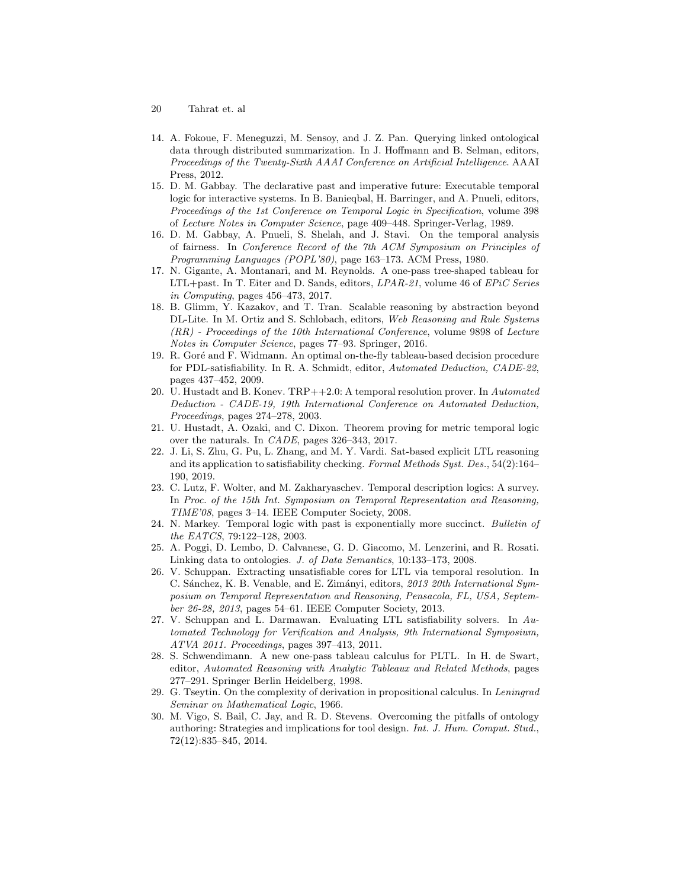14. A. Fokoue, F. Meneguzzi, M. Sensoy, and J. Z. Pan. Querying linked ontological data through distributed summarization. In J. Hoffmann and B. Selman, editors, *Proceedings of the Twenty-Sixth AAAI Conference on Artificial Intelligence*. AAAI Press, 2012.
15. D. M. Gabbay. The declarative past and imperative future: Executable temporal logic for interactive systems. In B. Banieqbal, H. Barringer, and A. Pnueli, editors, *Proceedings of the 1st Conference on Temporal Logic in Specification*, volume 398 of *Lecture Notes in Computer Science*, page 409–448. Springer-Verlag, 1989.
16. D. M. Gabbay, A. Pnueli, S. Shelah, and J. Stavi. On the temporal analysis of fairness. In *Conference Record of the 7th ACM Symposium on Principles of Programming Languages (POPL'80)*, page 163–173. ACM Press, 1980.
17. N. Gigante, A. Montanari, and M. Reynolds. A one-pass tree-shaped tableau for LTL+past. In T. Eiter and D. Sands, editors, *LPAR-21*, volume 46 of *EPiC Series in Computing*, pages 456–473, 2017.
18. B. Glimm, Y. Kazakov, and T. Tran. Scalable reasoning by abstraction beyond DL-Lite. In M. Ortiz and S. Schlobach, editors, *Web Reasoning and Rule Systems (RR) - Proceedings of the 10th International Conference*, volume 9898 of *Lecture Notes in Computer Science*, pages 77–93. Springer, 2016.
19. R. Goré and F. Widmann. An optimal on-the-fly tableau-based decision procedure for PDL-satisfiability. In R. A. Schmidt, editor, *Automated Deduction, CADE-22*, pages 437–452, 2009.
20. U. Hustadt and B. Konev. TRP++2.0: A temporal resolution prover. In *Automated Deduction - CADE-19, 19th International Conference on Automated Deduction, Proceedings*, pages 274–278, 2003.
21. U. Hustadt, A. Ozaki, and C. Dixon. Theorem proving for metric temporal logic over the naturals. In *CADE*, pages 326–343, 2017.
22. J. Li, S. Zhu, G. Pu, L. Zhang, and M. Y. Vardi. Sat-based explicit LTL reasoning and its application to satisfiability checking. *Formal Methods Syst. Des.*, 54(2):164–190, 2019.
23. C. Lutz, F. Wolter, and M. Zakharyaschev. Temporal description logics: A survey. In *Proc. of the 15th Int. Symposium on Temporal Representation and Reasoning, TIME'08*, pages 3–14. IEEE Computer Society, 2008.
24. N. Markey. Temporal logic with past is exponentially more succinct. *Bulletin of the EATCS*, 79:122–128, 2003.
25. A. Poggi, D. Lembo, D. Calvanese, G. D. Giacomo, M. Lenzerini, and R. Rosati. Linking data to ontologies. *J. of Data Semantics*, 10:133–173, 2008.
26. V. Schuppan. Extracting unsatisfiable cores for LTL via temporal resolution. In C. Sánchez, K. B. Venable, and E. Zimányi, editors, *2013 20th International Symposium on Temporal Representation and Reasoning, Pensacola, FL, USA, September 26-28, 2013*, pages 54–61. IEEE Computer Society, 2013.
27. V. Schuppan and L. Darmawan. Evaluating LTL satisfiability solvers. In *Automated Technology for Verification and Analysis, 9th International Symposium, ATVA 2011. Proceedings*, pages 397–413, 2011.
28. S. Schwendimann. A new one-pass tableau calculus for PLTL. In H. de Swart, editor, *Automated Reasoning with Analytic Tableaux and Related Methods*, pages 277–291. Springer Berlin Heidelberg, 1998.
29. G. Tseytin. On the complexity of derivation in propositional calculus. In *Leningrad Seminar on Mathematical Logic*, 1966.
30. M. Vigo, S. Bail, C. Jay, and R. D. Stevens. Overcoming the pitfalls of ontology authoring: Strategies and implications for tool design. *Int. J. Hum. Comput. Stud.*, 72(12):835–845, 2014.